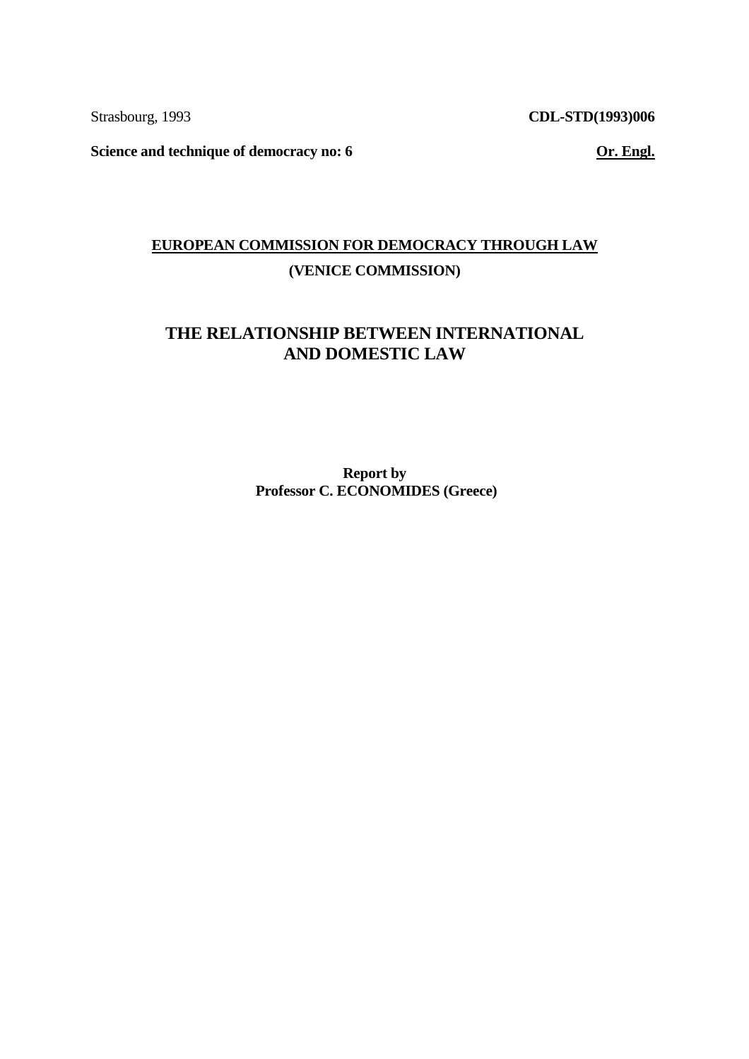Strasbourg, 1993 **CDL-STD(1993)006**

**Science and technique of democracy no: 6** **Or. Engl.**

**EUROPEAN COMMISSION FOR DEMOCRACY THROUGH LAW**

**(VENICE COMMISSION)**

# THE RELATIONSHIP BETWEEN INTERNATIONAL AND DOMESTIC LAW

**Report by**
**Professor C. ECONOMIDES (Greece)**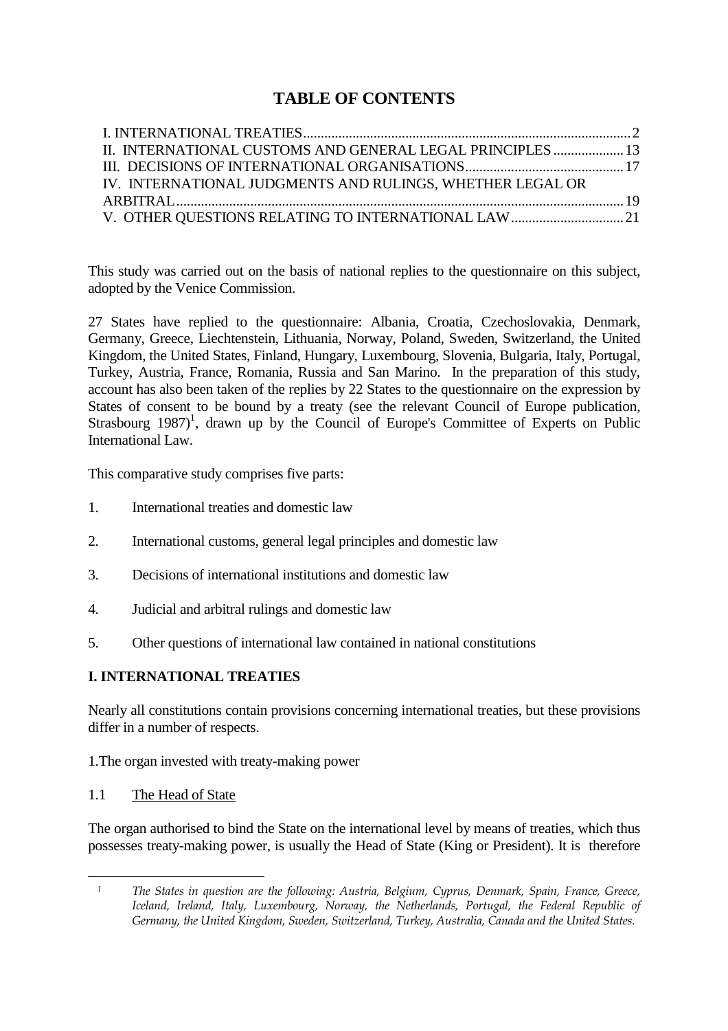# TABLE OF CONTENTS

I. INTERNATIONAL TREATIES ........................................ 2
II. INTERNATIONAL CUSTOMS AND GENERAL LEGAL PRINCIPLES ........................................ 13
III. DECISIONS OF INTERNATIONAL ORGANISATIONS ........................................ 17
IV. INTERNATIONAL JUDGMENTS AND RULINGS, WHETHER LEGAL OR ARBITRAL ........................................ 19
V. OTHER QUESTIONS RELATING TO INTERNATIONAL LAW ........................................ 21

This study was carried out on the basis of national replies to the questionnaire on this subject, adopted by the Venice Commission.

27 States have replied to the questionnaire: Albania, Croatia, Czechoslovakia, Denmark, Germany, Greece, Liechtenstein, Lithuania, Norway, Poland, Sweden, Switzerland, the United Kingdom, the United States, Finland, Hungary, Luxembourg, Slovenia, Bulgaria, Italy, Portugal, Turkey, Austria, France, Romania, Russia and San Marino. In the preparation of this study, account has also been taken of the replies by 22 States to the questionnaire on the expression by States of consent to be bound by a treaty (see the relevant Council of Europe publication, Strasbourg 1987)[1], drawn up by the Council of Europe's Committee of Experts on Public International Law.

This comparative study comprises five parts:

1. International treaties and domestic law
2. International customs, general legal principles and domestic law
3. Decisions of international institutions and domestic law
4. Judicial and arbitral rulings and domestic law
5. Other questions of international law contained in national constitutions

## I. INTERNATIONAL TREATIES

Nearly all constitutions contain provisions concerning international treaties, but these provisions differ in a number of respects.

1.The organ invested with treaty-making power

1.1 <u>The Head of State</u>

The organ authorised to bind the State on the international level by means of treaties, which thus possesses treaty-making power, is usually the Head of State (King or President). It is therefore

---

[1] *The States in question are the following: Austria, Belgium, Cyprus, Denmark, Spain, France, Greece, Iceland, Ireland, Italy, Luxembourg, Norway, the Netherlands, Portugal, the Federal Republic of Germany, the United Kingdom, Sweden, Switzerland, Turkey, Australia, Canada and the United States.*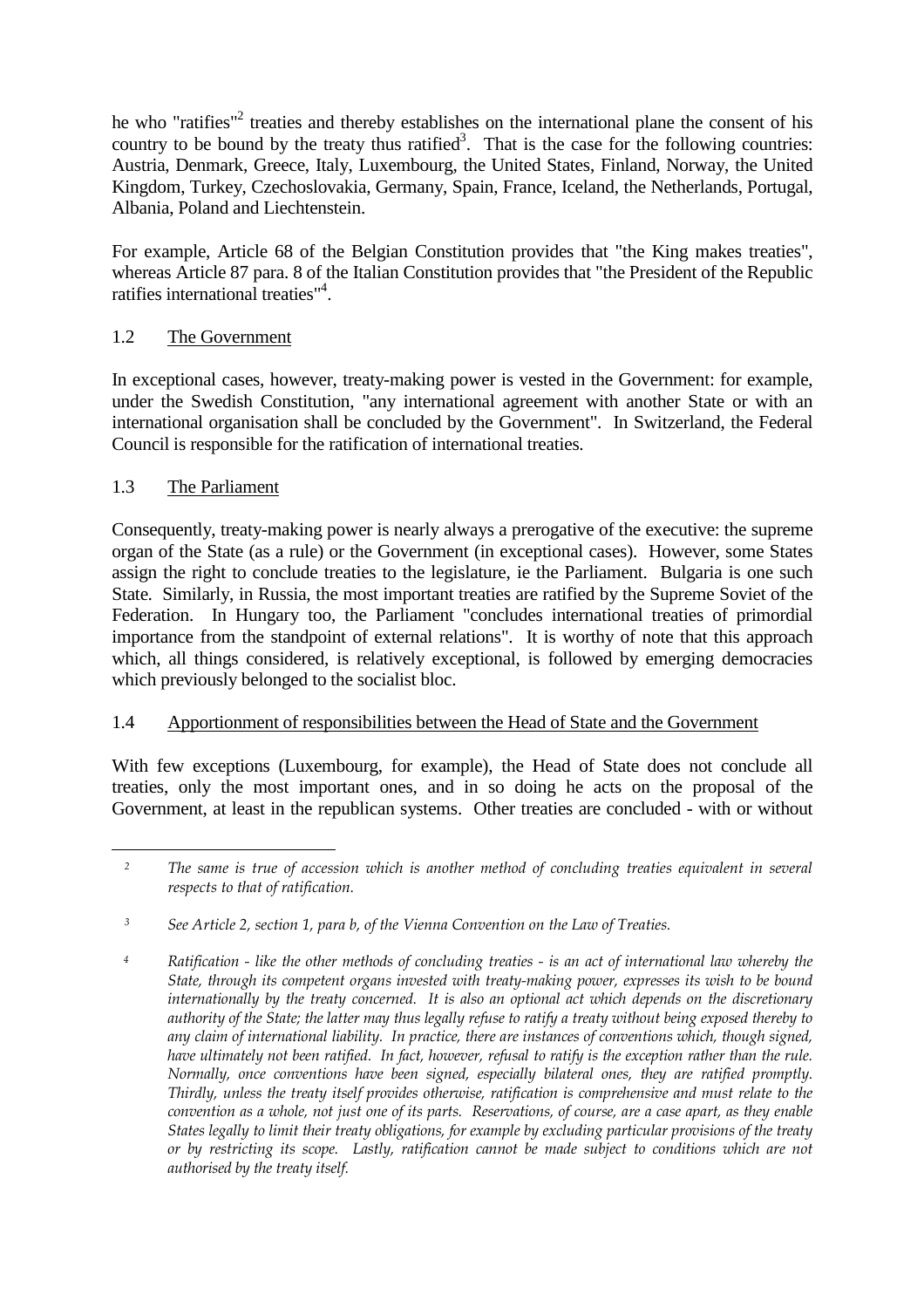he who "ratifies"[2] treaties and thereby establishes on the international plane the consent of his country to be bound by the treaty thus ratified[3]. That is the case for the following countries: Austria, Denmark, Greece, Italy, Luxembourg, the United States, Finland, Norway, the United Kingdom, Turkey, Czechoslovakia, Germany, Spain, France, Iceland, the Netherlands, Portugal, Albania, Poland and Liechtenstein.

For example, Article 68 of the Belgian Constitution provides that "the King makes treaties", whereas Article 87 para. 8 of the Italian Constitution provides that "the President of the Republic ratifies international treaties"[4].

### 1.2 The Government

In exceptional cases, however, treaty-making power is vested in the Government: for example, under the Swedish Constitution, "any international agreement with another State or with an international organisation shall be concluded by the Government". In Switzerland, the Federal Council is responsible for the ratification of international treaties.

### 1.3 The Parliament

Consequently, treaty-making power is nearly always a prerogative of the executive: the supreme organ of the State (as a rule) or the Government (in exceptional cases). However, some States assign the right to conclude treaties to the legislature, ie the Parliament. Bulgaria is one such State. Similarly, in Russia, the most important treaties are ratified by the Supreme Soviet of the Federation. In Hungary too, the Parliament "concludes international treaties of primordial importance from the standpoint of external relations". It is worthy of note that this approach which, all things considered, is relatively exceptional, is followed by emerging democracies which previously belonged to the socialist bloc.

### 1.4 Apportionment of responsibilities between the Head of State and the Government

With few exceptions (Luxembourg, for example), the Head of State does not conclude all treaties, only the most important ones, and in so doing he acts on the proposal of the Government, at least in the republican systems. Other treaties are concluded - with or without

---

[2] *The same is true of accession which is another method of concluding treaties equivalent in several respects to that of ratification.*

[3] *See Article 2, section 1, para b, of the Vienna Convention on the Law of Treaties.*

[4] *Ratification - like the other methods of concluding treaties - is an act of international law whereby the State, through its competent organs invested with treaty-making power, expresses its wish to be bound internationally by the treaty concerned. It is also an optional act which depends on the discretionary authority of the State; the latter may thus legally refuse to ratify a treaty without being exposed thereby to any claim of international liability. In practice, there are instances of conventions which, though signed, have ultimately not been ratified. In fact, however, refusal to ratify is the exception rather than the rule. Normally, once conventions have been signed, especially bilateral ones, they are ratified promptly. Thirdly, unless the treaty itself provides otherwise, ratification is comprehensive and must relate to the convention as a whole, not just one of its parts. Reservations, of course, are a case apart, as they enable States legally to limit their treaty obligations, for example by excluding particular provisions of the treaty or by restricting its scope. Lastly, ratification cannot be made subject to conditions which are not authorised by the treaty itself.*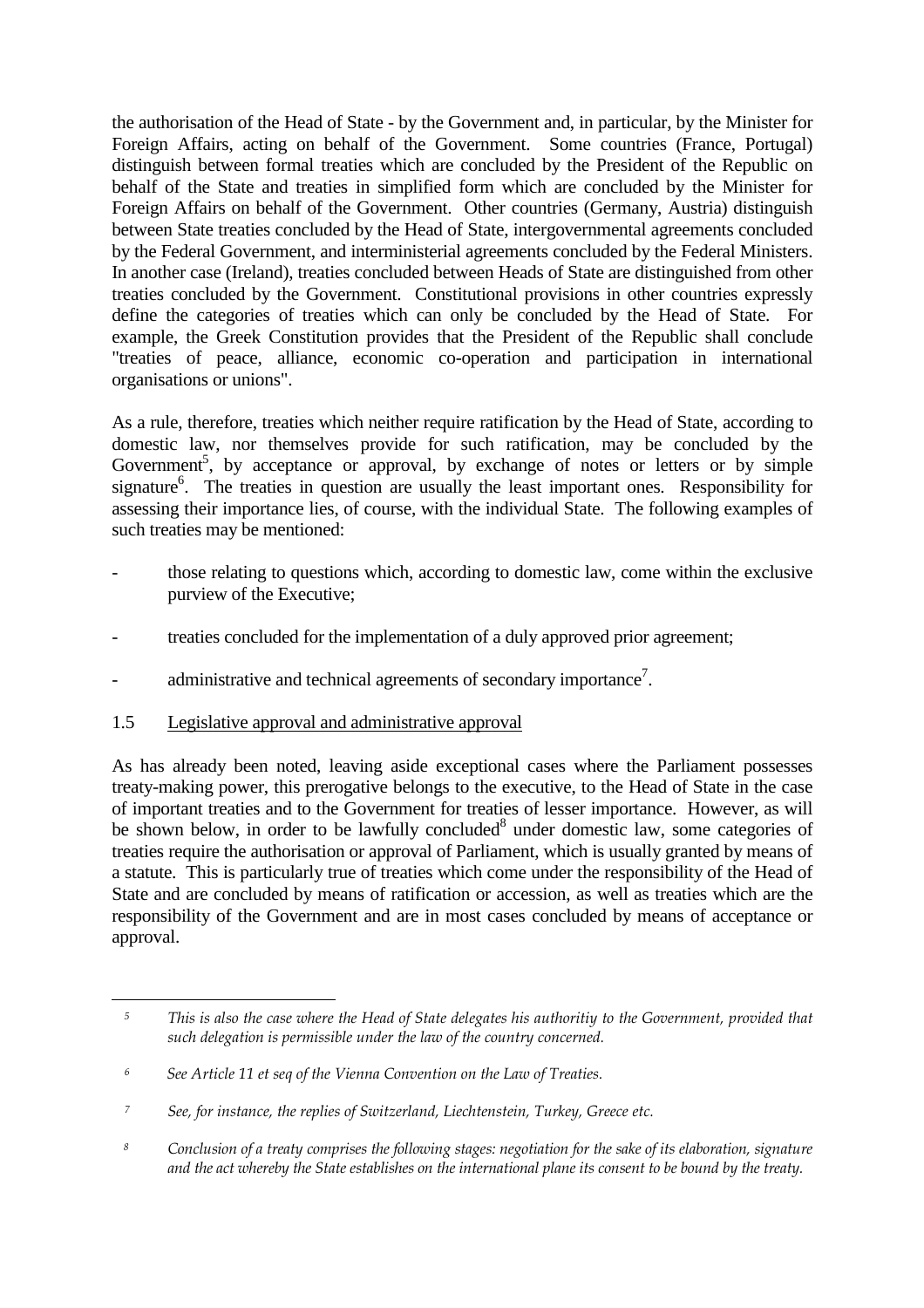the authorisation of the Head of State - by the Government and, in particular, by the Minister for Foreign Affairs, acting on behalf of the Government. Some countries (France, Portugal) distinguish between formal treaties which are concluded by the President of the Republic on behalf of the State and treaties in simplified form which are concluded by the Minister for Foreign Affairs on behalf of the Government. Other countries (Germany, Austria) distinguish between State treaties concluded by the Head of State, intergovernmental agreements concluded by the Federal Government, and interministerial agreements concluded by the Federal Ministers. In another case (Ireland), treaties concluded between Heads of State are distinguished from other treaties concluded by the Government. Constitutional provisions in other countries expressly define the categories of treaties which can only be concluded by the Head of State. For example, the Greek Constitution provides that the President of the Republic shall conclude "treaties of peace, alliance, economic co-operation and participation in international organisations or unions".

As a rule, therefore, treaties which neither require ratification by the Head of State, according to domestic law, nor themselves provide for such ratification, may be concluded by the Government[5], by acceptance or approval, by exchange of notes or letters or by simple signature[6]. The treaties in question are usually the least important ones. Responsibility for assessing their importance lies, of course, with the individual State. The following examples of such treaties may be mentioned:

- those relating to questions which, according to domestic law, come within the exclusive purview of the Executive;
- treaties concluded for the implementation of a duly approved prior agreement;
- administrative and technical agreements of secondary importance[7].

### 1.5 Legislative approval and administrative approval

As has already been noted, leaving aside exceptional cases where the Parliament possesses treaty-making power, this prerogative belongs to the executive, to the Head of State in the case of important treaties and to the Government for treaties of lesser importance. However, as will be shown below, in order to be lawfully concluded[8] under domestic law, some categories of treaties require the authorisation or approval of Parliament, which is usually granted by means of a statute. This is particularly true of treaties which come under the responsibility of the Head of State and are concluded by means of ratification or accession, as well as treaties which are the responsibility of the Government and are in most cases concluded by means of acceptance or approval.

---

[5] *This is also the case where the Head of State delegates his authoritiy to the Government, provided that such delegation is permissible under the law of the country concerned.*

[6] *See Article 11 et seq of the Vienna Convention on the Law of Treaties.*

[7] *See, for instance, the replies of Switzerland, Liechtenstein, Turkey, Greece etc.*

[8] *Conclusion of a treaty comprises the following stages: negotiation for the sake of its elaboration, signature and the act whereby the State establishes on the international plane its consent to be bound by the treaty.*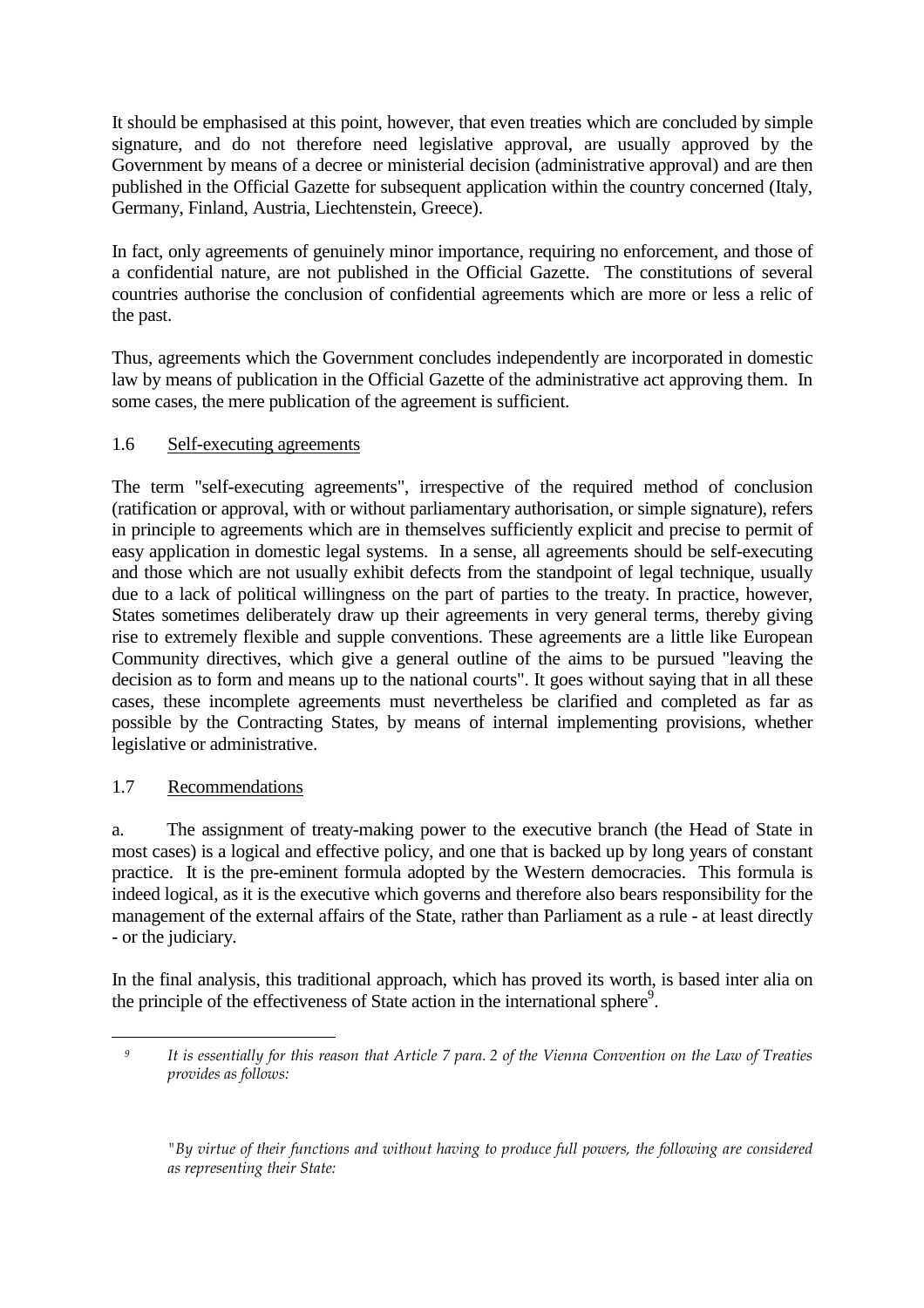It should be emphasised at this point, however, that even treaties which are concluded by simple signature, and do not therefore need legislative approval, are usually approved by the Government by means of a decree or ministerial decision (administrative approval) and are then published in the Official Gazette for subsequent application within the country concerned (Italy, Germany, Finland, Austria, Liechtenstein, Greece).

In fact, only agreements of genuinely minor importance, requiring no enforcement, and those of a confidential nature, are not published in the Official Gazette. The constitutions of several countries authorise the conclusion of confidential agreements which are more or less a relic of the past.

Thus, agreements which the Government concludes independently are incorporated in domestic law by means of publication in the Official Gazette of the administrative act approving them. In some cases, the mere publication of the agreement is sufficient.

### 1.6 Self-executing agreements

The term "self-executing agreements", irrespective of the required method of conclusion (ratification or approval, with or without parliamentary authorisation, or simple signature), refers in principle to agreements which are in themselves sufficiently explicit and precise to permit of easy application in domestic legal systems. In a sense, all agreements should be self-executing and those which are not usually exhibit defects from the standpoint of legal technique, usually due to a lack of political willingness on the part of parties to the treaty. In practice, however, States sometimes deliberately draw up their agreements in very general terms, thereby giving rise to extremely flexible and supple conventions. These agreements are a little like European Community directives, which give a general outline of the aims to be pursued "leaving the decision as to form and means up to the national courts". It goes without saying that in all these cases, these incomplete agreements must nevertheless be clarified and completed as far as possible by the Contracting States, by means of internal implementing provisions, whether legislative or administrative.

### 1.7 Recommendations

a. The assignment of treaty-making power to the executive branch (the Head of State in most cases) is a logical and effective policy, and one that is backed up by long years of constant practice. It is the pre-eminent formula adopted by the Western democracies. This formula is indeed logical, as it is the executive which governs and therefore also bears responsibility for the management of the external affairs of the State, rather than Parliament as a rule - at least directly - or the judiciary.

In the final analysis, this traditional approach, which has proved its worth, is based inter alia on the principle of the effectiveness of State action in the international sphere[9].

---

[9] *It is essentially for this reason that Article 7 para. 2 of the Vienna Convention on the Law of Treaties provides as follows:*

*"By virtue of their functions and without having to produce full powers, the following are considered as representing their State:*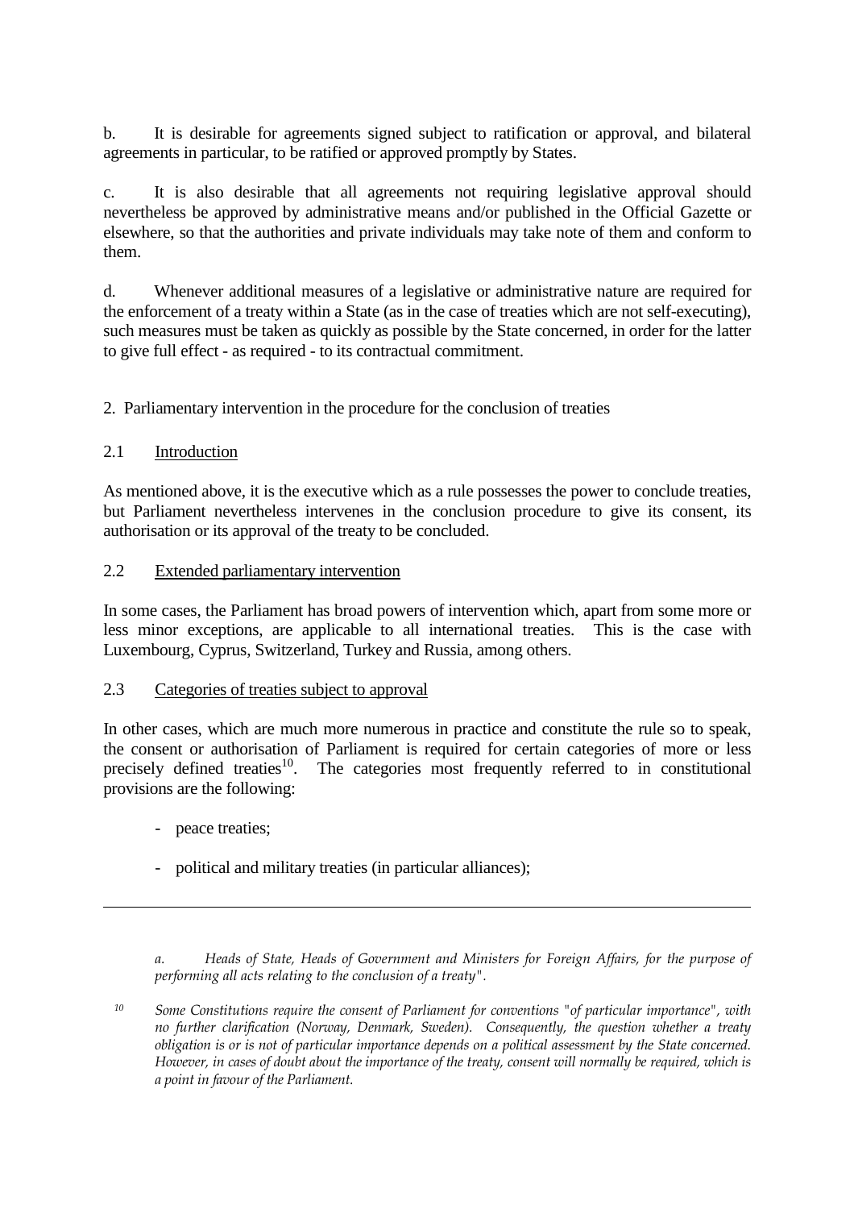b. It is desirable for agreements signed subject to ratification or approval, and bilateral agreements in particular, to be ratified or approved promptly by States.

c. It is also desirable that all agreements not requiring legislative approval should nevertheless be approved by administrative means and/or published in the Official Gazette or elsewhere, so that the authorities and private individuals may take note of them and conform to them.

d. Whenever additional measures of a legislative or administrative nature are required for the enforcement of a treaty within a State (as in the case of treaties which are not self-executing), such measures must be taken as quickly as possible by the State concerned, in order for the latter to give full effect - as required - to its contractual commitment.

## 2. Parliamentary intervention in the procedure for the conclusion of treaties

### 2.1 Introduction

As mentioned above, it is the executive which as a rule possesses the power to conclude treaties, but Parliament nevertheless intervenes in the conclusion procedure to give its consent, its authorisation or its approval of the treaty to be concluded.

### 2.2 Extended parliamentary intervention

In some cases, the Parliament has broad powers of intervention which, apart from some more or less minor exceptions, are applicable to all international treaties. This is the case with Luxembourg, Cyprus, Switzerland, Turkey and Russia, among others.

### 2.3 Categories of treaties subject to approval

In other cases, which are much more numerous in practice and constitute the rule so to speak, the consent or authorisation of Parliament is required for certain categories of more or less precisely defined treaties[10]. The categories most frequently referred to in constitutional provisions are the following:

- peace treaties;
- political and military treaties (in particular alliances);

---

*a. Heads of State, Heads of Government and Ministers for Foreign Affairs, for the purpose of performing all acts relating to the conclusion of a treaty".*

*[10] Some Constitutions require the consent of Parliament for conventions "of particular importance", with no further clarification (Norway, Denmark, Sweden). Consequently, the question whether a treaty obligation is or is not of particular importance depends on a political assessment by the State concerned. However, in cases of doubt about the importance of the treaty, consent will normally be required, which is a point in favour of the Parliament.*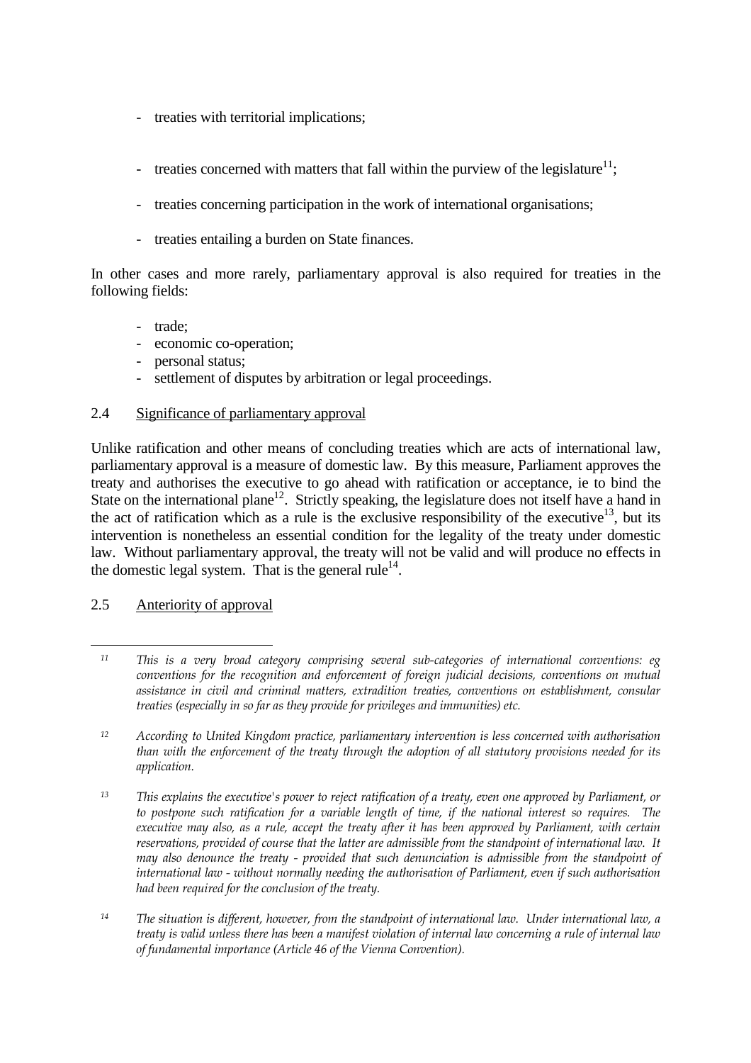- treaties with territorial implications;

- treaties concerned with matters that fall within the purview of the legislature[11];

- treaties concerning participation in the work of international organisations;

- treaties entailing a burden on State finances.

In other cases and more rarely, parliamentary approval is also required for treaties in the following fields:

- trade;
- economic co-operation;
- personal status;
- settlement of disputes by arbitration or legal proceedings.

2.4 Significance of parliamentary approval

Unlike ratification and other means of concluding treaties which are acts of international law, parliamentary approval is a measure of domestic law. By this measure, Parliament approves the treaty and authorises the executive to go ahead with ratification or acceptance, ie to bind the State on the international plane[12]. Strictly speaking, the legislature does not itself have a hand in the act of ratification which as a rule is the exclusive responsibility of the executive[13], but its intervention is nonetheless an essential condition for the legality of the treaty under domestic law. Without parliamentary approval, the treaty will not be valid and will produce no effects in the domestic legal system. That is the general rule[14].

2.5 Anteriority of approval

---

[11] *This is a very broad category comprising several sub-categories of international conventions: eg conventions for the recognition and enforcement of foreign judicial decisions, conventions on mutual assistance in civil and criminal matters, extradition treaties, conventions on establishment, consular treaties (especially in so far as they provide for privileges and immunities) etc.*

[12] *According to United Kingdom practice, parliamentary intervention is less concerned with authorisation than with the enforcement of the treaty through the adoption of all statutory provisions needed for its application.*

[13] *This explains the executive's power to reject ratification of a treaty, even one approved by Parliament, or to postpone such ratification for a variable length of time, if the national interest so requires. The executive may also, as a rule, accept the treaty after it has been approved by Parliament, with certain reservations, provided of course that the latter are admissible from the standpoint of international law. It may also denounce the treaty - provided that such denunciation is admissible from the standpoint of international law - without normally needing the authorisation of Parliament, even if such authorisation had been required for the conclusion of the treaty.*

[14] *The situation is different, however, from the standpoint of international law. Under international law, a treaty is valid unless there has been a manifest violation of internal law concerning a rule of internal law of fundamental importance (Article 46 of the Vienna Convention).*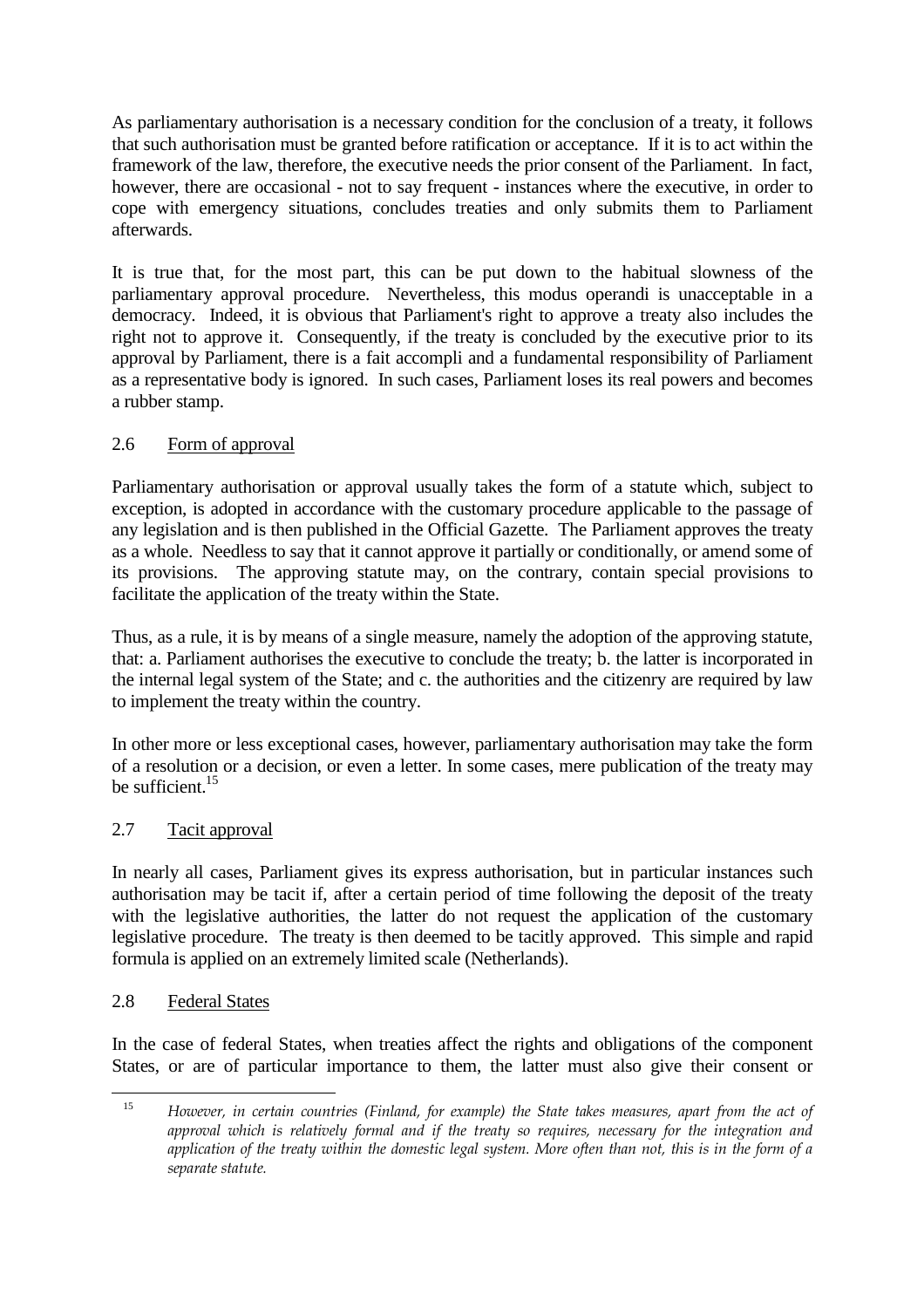As parliamentary authorisation is a necessary condition for the conclusion of a treaty, it follows that such authorisation must be granted before ratification or acceptance. If it is to act within the framework of the law, therefore, the executive needs the prior consent of the Parliament. In fact, however, there are occasional - not to say frequent - instances where the executive, in order to cope with emergency situations, concludes treaties and only submits them to Parliament afterwards.

It is true that, for the most part, this can be put down to the habitual slowness of the parliamentary approval procedure. Nevertheless, this modus operandi is unacceptable in a democracy. Indeed, it is obvious that Parliament's right to approve a treaty also includes the right not to approve it. Consequently, if the treaty is concluded by the executive prior to its approval by Parliament, there is a fait accompli and a fundamental responsibility of Parliament as a representative body is ignored. In such cases, Parliament loses its real powers and becomes a rubber stamp.

### 2.6 Form of approval

Parliamentary authorisation or approval usually takes the form of a statute which, subject to exception, is adopted in accordance with the customary procedure applicable to the passage of any legislation and is then published in the Official Gazette. The Parliament approves the treaty as a whole. Needless to say that it cannot approve it partially or conditionally, or amend some of its provisions. The approving statute may, on the contrary, contain special provisions to facilitate the application of the treaty within the State.

Thus, as a rule, it is by means of a single measure, namely the adoption of the approving statute, that: a. Parliament authorises the executive to conclude the treaty; b. the latter is incorporated in the internal legal system of the State; and c. the authorities and the citizenry are required by law to implement the treaty within the country.

In other more or less exceptional cases, however, parliamentary authorisation may take the form of a resolution or a decision, or even a letter. In some cases, mere publication of the treaty may be sufficient.[15]

### 2.7 Tacit approval

In nearly all cases, Parliament gives its express authorisation, but in particular instances such authorisation may be tacit if, after a certain period of time following the deposit of the treaty with the legislative authorities, the latter do not request the application of the customary legislative procedure. The treaty is then deemed to be tacitly approved. This simple and rapid formula is applied on an extremely limited scale (Netherlands).

### 2.8 Federal States

In the case of federal States, when treaties affect the rights and obligations of the component States, or are of particular importance to them, the latter must also give their consent or

---

[15] *However, in certain countries (Finland, for example) the State takes measures, apart from the act of approval which is relatively formal and if the treaty so requires, necessary for the integration and application of the treaty within the domestic legal system. More often than not, this is in the form of a separate statute.*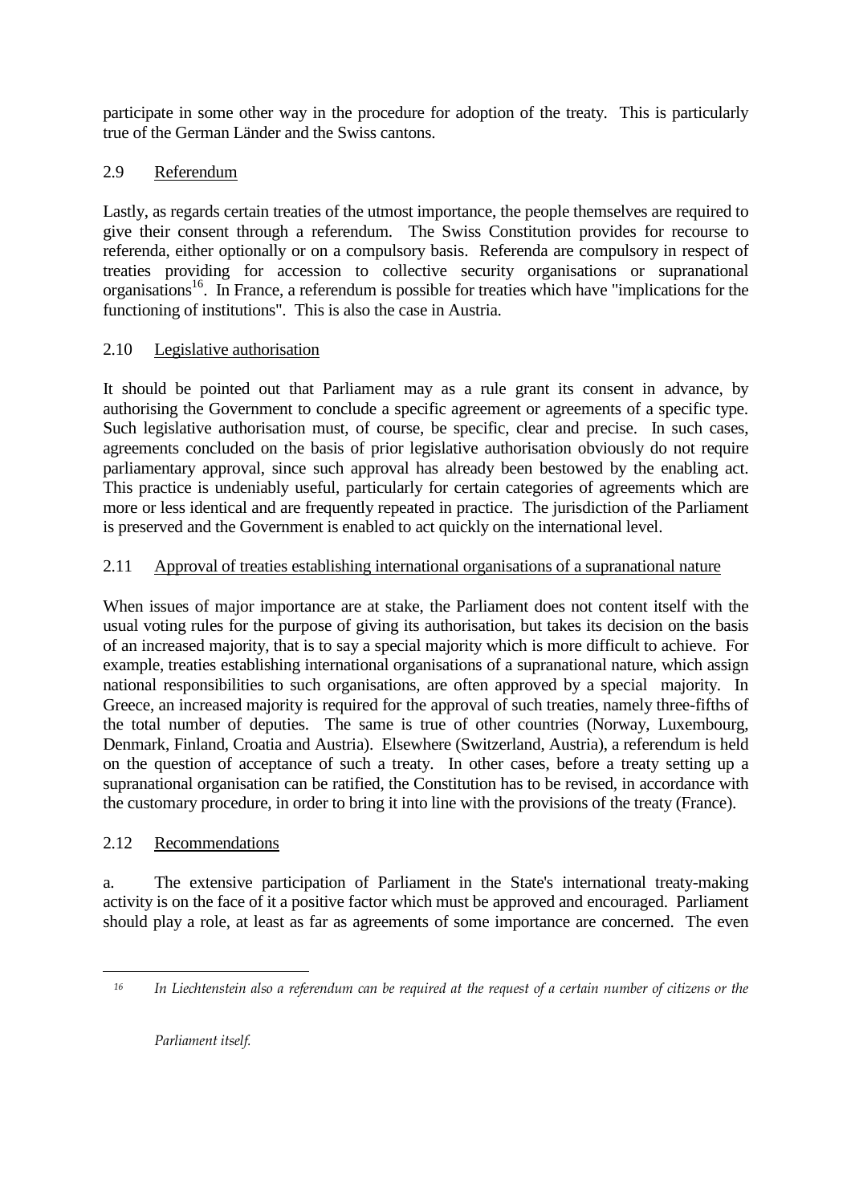participate in some other way in the procedure for adoption of the treaty. This is particularly true of the German Länder and the Swiss cantons.

## 2.9 Referendum

Lastly, as regards certain treaties of the utmost importance, the people themselves are required to give their consent through a referendum. The Swiss Constitution provides for recourse to referenda, either optionally or on a compulsory basis. Referenda are compulsory in respect of treaties providing for accession to collective security organisations or supranational organisations[16]. In France, a referendum is possible for treaties which have "implications for the functioning of institutions". This is also the case in Austria.

## 2.10 Legislative authorisation

It should be pointed out that Parliament may as a rule grant its consent in advance, by authorising the Government to conclude a specific agreement or agreements of a specific type. Such legislative authorisation must, of course, be specific, clear and precise. In such cases, agreements concluded on the basis of prior legislative authorisation obviously do not require parliamentary approval, since such approval has already been bestowed by the enabling act. This practice is undeniably useful, particularly for certain categories of agreements which are more or less identical and are frequently repeated in practice. The jurisdiction of the Parliament is preserved and the Government is enabled to act quickly on the international level.

## 2.11 Approval of treaties establishing international organisations of a supranational nature

When issues of major importance are at stake, the Parliament does not content itself with the usual voting rules for the purpose of giving its authorisation, but takes its decision on the basis of an increased majority, that is to say a special majority which is more difficult to achieve. For example, treaties establishing international organisations of a supranational nature, which assign national responsibilities to such organisations, are often approved by a special majority. In Greece, an increased majority is required for the approval of such treaties, namely three-fifths of the total number of deputies. The same is true of other countries (Norway, Luxembourg, Denmark, Finland, Croatia and Austria). Elsewhere (Switzerland, Austria), a referendum is held on the question of acceptance of such a treaty. In other cases, before a treaty setting up a supranational organisation can be ratified, the Constitution has to be revised, in accordance with the customary procedure, in order to bring it into line with the provisions of the treaty (France).

## 2.12 Recommendations

a. The extensive participation of Parliament in the State's international treaty-making activity is on the face of it a positive factor which must be approved and encouraged. Parliament should play a role, at least as far as agreements of some importance are concerned. The even

---

[16] *In Liechtenstein also a referendum can be required at the request of a certain number of citizens or the Parliament itself.*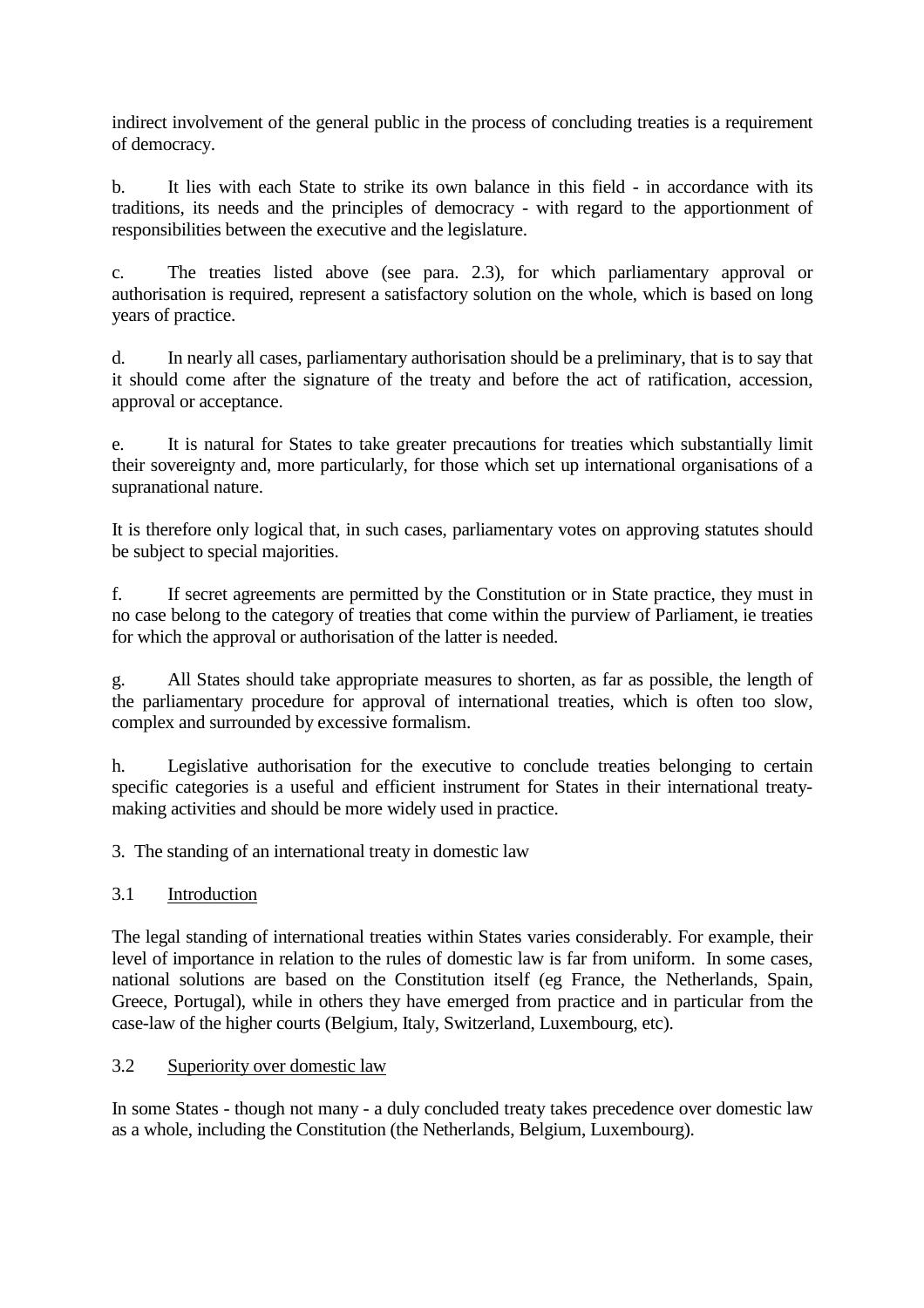indirect involvement of the general public in the process of concluding treaties is a requirement of democracy.

b. It lies with each State to strike its own balance in this field - in accordance with its traditions, its needs and the principles of democracy - with regard to the apportionment of responsibilities between the executive and the legislature.

c. The treaties listed above (see para. 2.3), for which parliamentary approval or authorisation is required, represent a satisfactory solution on the whole, which is based on long years of practice.

d. In nearly all cases, parliamentary authorisation should be a preliminary, that is to say that it should come after the signature of the treaty and before the act of ratification, accession, approval or acceptance.

e. It is natural for States to take greater precautions for treaties which substantially limit their sovereignty and, more particularly, for those which set up international organisations of a supranational nature.

It is therefore only logical that, in such cases, parliamentary votes on approving statutes should be subject to special majorities.

f. If secret agreements are permitted by the Constitution or in State practice, they must in no case belong to the category of treaties that come within the purview of Parliament, ie treaties for which the approval or authorisation of the latter is needed.

g. All States should take appropriate measures to shorten, as far as possible, the length of the parliamentary procedure for approval of international treaties, which is often too slow, complex and surrounded by excessive formalism.

h. Legislative authorisation for the executive to conclude treaties belonging to certain specific categories is a useful and efficient instrument for States in their international treaty-making activities and should be more widely used in practice.

## 3. The standing of an international treaty in domestic law

### 3.1 Introduction

The legal standing of international treaties within States varies considerably. For example, their level of importance in relation to the rules of domestic law is far from uniform. In some cases, national solutions are based on the Constitution itself (eg France, the Netherlands, Spain, Greece, Portugal), while in others they have emerged from practice and in particular from the case-law of the higher courts (Belgium, Italy, Switzerland, Luxembourg, etc).

### 3.2 Superiority over domestic law

In some States - though not many - a duly concluded treaty takes precedence over domestic law as a whole, including the Constitution (the Netherlands, Belgium, Luxembourg).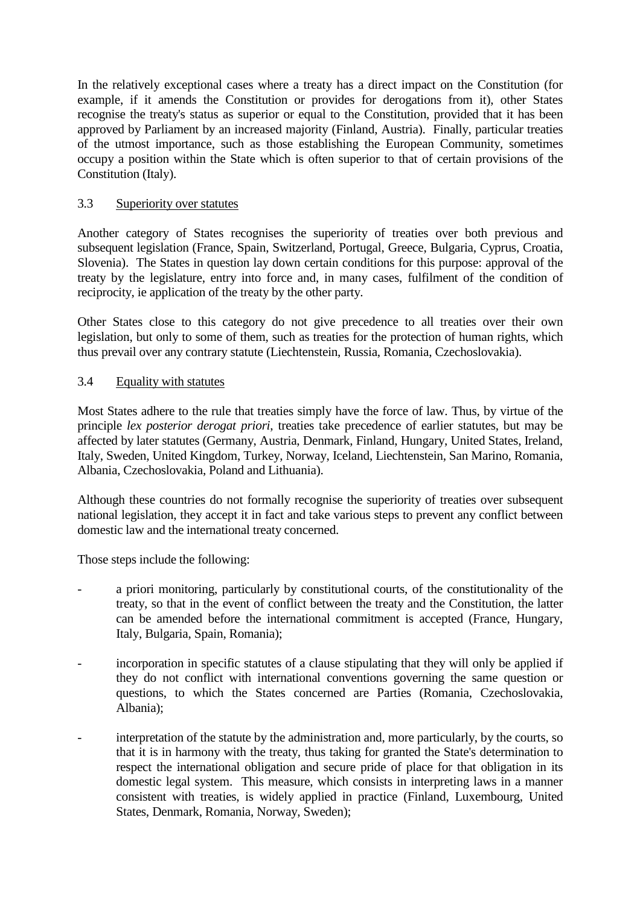In the relatively exceptional cases where a treaty has a direct impact on the Constitution (for example, if it amends the Constitution or provides for derogations from it), other States recognise the treaty's status as superior or equal to the Constitution, provided that it has been approved by Parliament by an increased majority (Finland, Austria). Finally, particular treaties of the utmost importance, such as those establishing the European Community, sometimes occupy a position within the State which is often superior to that of certain provisions of the Constitution (Italy).

### 3.3 Superiority over statutes

Another category of States recognises the superiority of treaties over both previous and subsequent legislation (France, Spain, Switzerland, Portugal, Greece, Bulgaria, Cyprus, Croatia, Slovenia). The States in question lay down certain conditions for this purpose: approval of the treaty by the legislature, entry into force and, in many cases, fulfilment of the condition of reciprocity, ie application of the treaty by the other party.

Other States close to this category do not give precedence to all treaties over their own legislation, but only to some of them, such as treaties for the protection of human rights, which thus prevail over any contrary statute (Liechtenstein, Russia, Romania, Czechoslovakia).

### 3.4 Equality with statutes

Most States adhere to the rule that treaties simply have the force of law. Thus, by virtue of the principle *lex posterior derogat priori*, treaties take precedence of earlier statutes, but may be affected by later statutes (Germany, Austria, Denmark, Finland, Hungary, United States, Ireland, Italy, Sweden, United Kingdom, Turkey, Norway, Iceland, Liechtenstein, San Marino, Romania, Albania, Czechoslovakia, Poland and Lithuania).

Although these countries do not formally recognise the superiority of treaties over subsequent national legislation, they accept it in fact and take various steps to prevent any conflict between domestic law and the international treaty concerned.

Those steps include the following:

- a priori monitoring, particularly by constitutional courts, of the constitutionality of the treaty, so that in the event of conflict between the treaty and the Constitution, the latter can be amended before the international commitment is accepted (France, Hungary, Italy, Bulgaria, Spain, Romania);

- incorporation in specific statutes of a clause stipulating that they will only be applied if they do not conflict with international conventions governing the same question or questions, to which the States concerned are Parties (Romania, Czechoslovakia, Albania);

- interpretation of the statute by the administration and, more particularly, by the courts, so that it is in harmony with the treaty, thus taking for granted the State's determination to respect the international obligation and secure pride of place for that obligation in its domestic legal system. This measure, which consists in interpreting laws in a manner consistent with treaties, is widely applied in practice (Finland, Luxembourg, United States, Denmark, Romania, Norway, Sweden);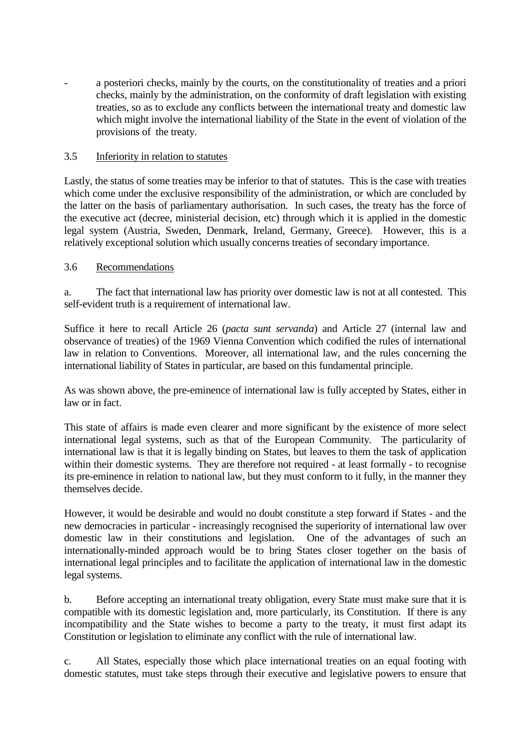- a posteriori checks, mainly by the courts, on the constitutionality of treaties and a priori checks, mainly by the administration, on the conformity of draft legislation with existing treaties, so as to exclude any conflicts between the international treaty and domestic law which might involve the international liability of the State in the event of violation of the provisions of the treaty.

### 3.5 Inferiority in relation to statutes

Lastly, the status of some treaties may be inferior to that of statutes. This is the case with treaties which come under the exclusive responsibility of the administration, or which are concluded by the latter on the basis of parliamentary authorisation. In such cases, the treaty has the force of the executive act (decree, ministerial decision, etc) through which it is applied in the domestic legal system (Austria, Sweden, Denmark, Ireland, Germany, Greece). However, this is a relatively exceptional solution which usually concerns treaties of secondary importance.

### 3.6 Recommendations

a. The fact that international law has priority over domestic law is not at all contested. This self-evident truth is a requirement of international law.

Suffice it here to recall Article 26 (*pacta sunt servanda*) and Article 27 (internal law and observance of treaties) of the 1969 Vienna Convention which codified the rules of international law in relation to Conventions. Moreover, all international law, and the rules concerning the international liability of States in particular, are based on this fundamental principle.

As was shown above, the pre-eminence of international law is fully accepted by States, either in law or in fact.

This state of affairs is made even clearer and more significant by the existence of more select international legal systems, such as that of the European Community. The particularity of international law is that it is legally binding on States, but leaves to them the task of application within their domestic systems. They are therefore not required - at least formally - to recognise its pre-eminence in relation to national law, but they must conform to it fully, in the manner they themselves decide.

However, it would be desirable and would no doubt constitute a step forward if States - and the new democracies in particular - increasingly recognised the superiority of international law over domestic law in their constitutions and legislation. One of the advantages of such an internationally-minded approach would be to bring States closer together on the basis of international legal principles and to facilitate the application of international law in the domestic legal systems.

b. Before accepting an international treaty obligation, every State must make sure that it is compatible with its domestic legislation and, more particularly, its Constitution. If there is any incompatibility and the State wishes to become a party to the treaty, it must first adapt its Constitution or legislation to eliminate any conflict with the rule of international law.

c. All States, especially those which place international treaties on an equal footing with domestic statutes, must take steps through their executive and legislative powers to ensure that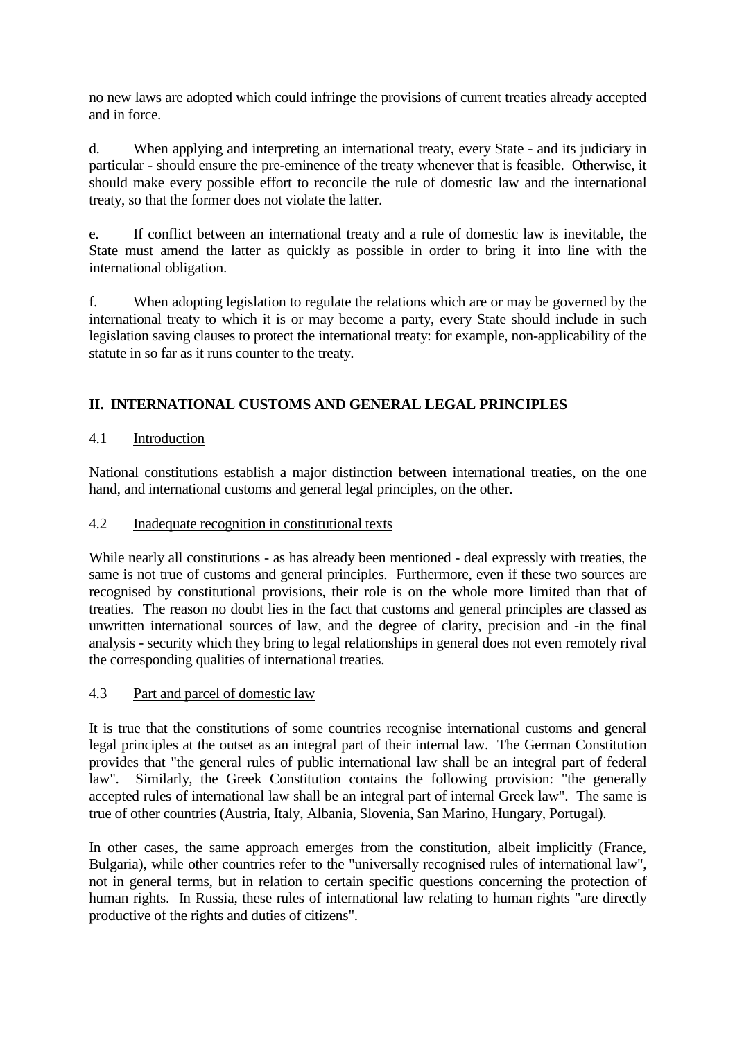no new laws are adopted which could infringe the provisions of current treaties already accepted and in force.

d. When applying and interpreting an international treaty, every State - and its judiciary in particular - should ensure the pre-eminence of the treaty whenever that is feasible. Otherwise, it should make every possible effort to reconcile the rule of domestic law and the international treaty, so that the former does not violate the latter.

e. If conflict between an international treaty and a rule of domestic law is inevitable, the State must amend the latter as quickly as possible in order to bring it into line with the international obligation.

f. When adopting legislation to regulate the relations which are or may be governed by the international treaty to which it is or may become a party, every State should include in such legislation saving clauses to protect the international treaty: for example, non-applicability of the statute in so far as it runs counter to the treaty.

## II. INTERNATIONAL CUSTOMS AND GENERAL LEGAL PRINCIPLES

### 4.1 Introduction

National constitutions establish a major distinction between international treaties, on the one hand, and international customs and general legal principles, on the other.

### 4.2 Inadequate recognition in constitutional texts

While nearly all constitutions - as has already been mentioned - deal expressly with treaties, the same is not true of customs and general principles. Furthermore, even if these two sources are recognised by constitutional provisions, their role is on the whole more limited than that of treaties. The reason no doubt lies in the fact that customs and general principles are classed as unwritten international sources of law, and the degree of clarity, precision and -in the final analysis - security which they bring to legal relationships in general does not even remotely rival the corresponding qualities of international treaties.

### 4.3 Part and parcel of domestic law

It is true that the constitutions of some countries recognise international customs and general legal principles at the outset as an integral part of their internal law. The German Constitution provides that "the general rules of public international law shall be an integral part of federal law". Similarly, the Greek Constitution contains the following provision: "the generally accepted rules of international law shall be an integral part of internal Greek law". The same is true of other countries (Austria, Italy, Albania, Slovenia, San Marino, Hungary, Portugal).

In other cases, the same approach emerges from the constitution, albeit implicitly (France, Bulgaria), while other countries refer to the "universally recognised rules of international law", not in general terms, but in relation to certain specific questions concerning the protection of human rights. In Russia, these rules of international law relating to human rights "are directly productive of the rights and duties of citizens".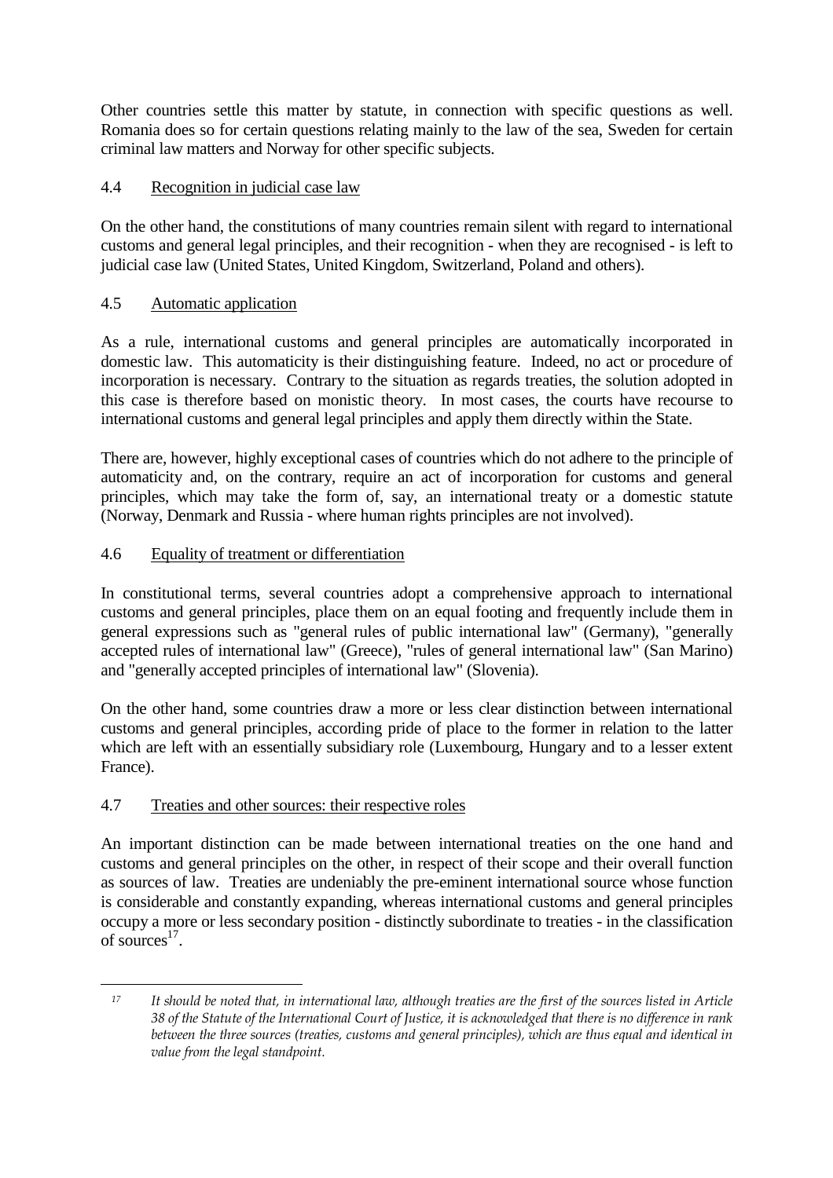Other countries settle this matter by statute, in connection with specific questions as well. Romania does so for certain questions relating mainly to the law of the sea, Sweden for certain criminal law matters and Norway for other specific subjects.

### 4.4 Recognition in judicial case law

On the other hand, the constitutions of many countries remain silent with regard to international customs and general legal principles, and their recognition - when they are recognised - is left to judicial case law (United States, United Kingdom, Switzerland, Poland and others).

### 4.5 Automatic application

As a rule, international customs and general principles are automatically incorporated in domestic law. This automaticity is their distinguishing feature. Indeed, no act or procedure of incorporation is necessary. Contrary to the situation as regards treaties, the solution adopted in this case is therefore based on monistic theory. In most cases, the courts have recourse to international customs and general legal principles and apply them directly within the State.

There are, however, highly exceptional cases of countries which do not adhere to the principle of automaticity and, on the contrary, require an act of incorporation for customs and general principles, which may take the form of, say, an international treaty or a domestic statute (Norway, Denmark and Russia - where human rights principles are not involved).

### 4.6 Equality of treatment or differentiation

In constitutional terms, several countries adopt a comprehensive approach to international customs and general principles, place them on an equal footing and frequently include them in general expressions such as "general rules of public international law" (Germany), "generally accepted rules of international law" (Greece), "rules of general international law" (San Marino) and "generally accepted principles of international law" (Slovenia).

On the other hand, some countries draw a more or less clear distinction between international customs and general principles, according pride of place to the former in relation to the latter which are left with an essentially subsidiary role (Luxembourg, Hungary and to a lesser extent France).

### 4.7 Treaties and other sources: their respective roles

An important distinction can be made between international treaties on the one hand and customs and general principles on the other, in respect of their scope and their overall function as sources of law. Treaties are undeniably the pre-eminent international source whose function is considerable and constantly expanding, whereas international customs and general principles occupy a more or less secondary position - distinctly subordinate to treaties - in the classification of sources[17].

---

[17] *It should be noted that, in international law, although treaties are the first of the sources listed in Article 38 of the Statute of the International Court of Justice, it is acknowledged that there is no difference in rank between the three sources (treaties, customs and general principles), which are thus equal and identical in value from the legal standpoint.*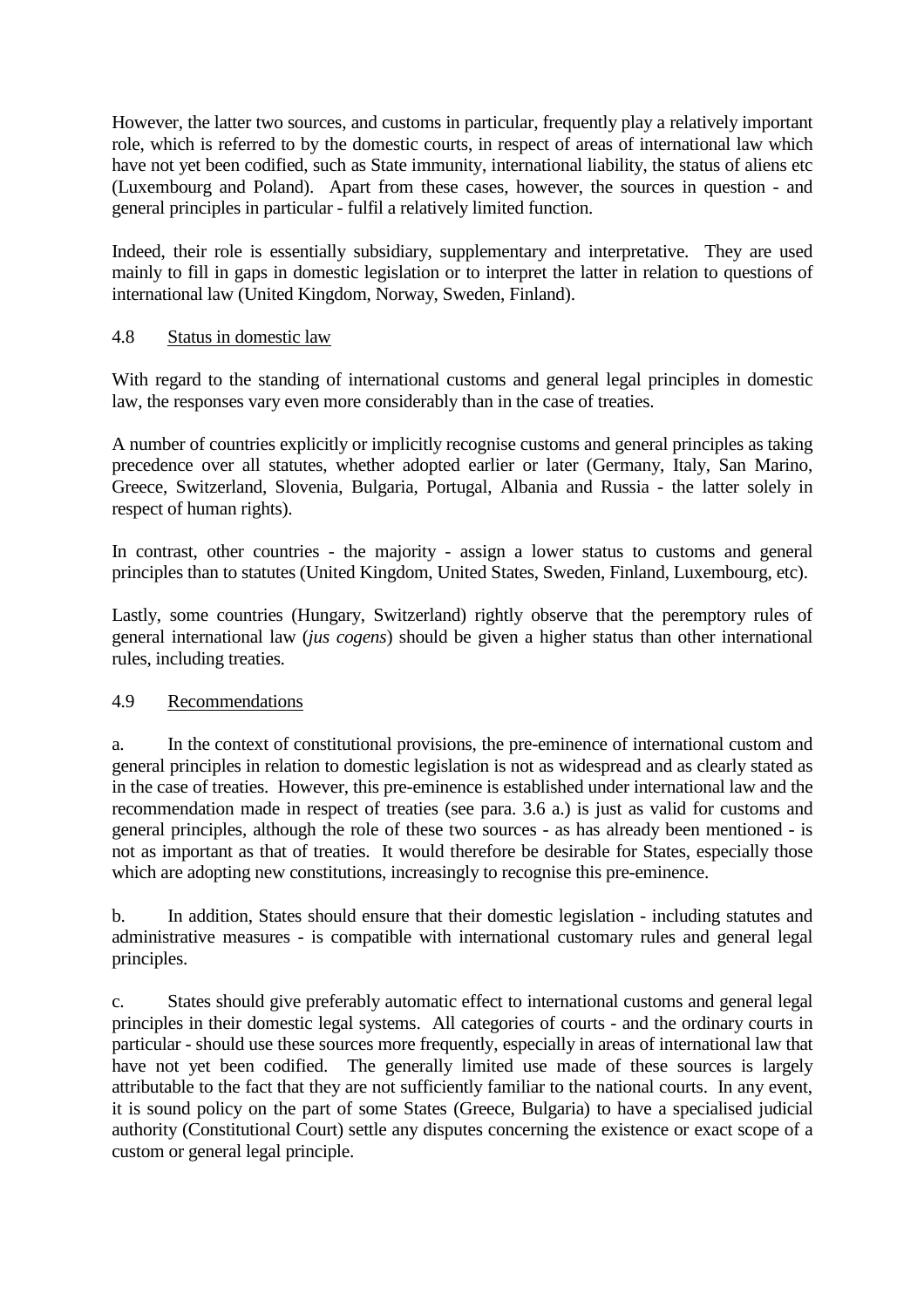However, the latter two sources, and customs in particular, frequently play a relatively important role, which is referred to by the domestic courts, in respect of areas of international law which have not yet been codified, such as State immunity, international liability, the status of aliens etc (Luxembourg and Poland). Apart from these cases, however, the sources in question - and general principles in particular - fulfil a relatively limited function.

Indeed, their role is essentially subsidiary, supplementary and interpretative. They are used mainly to fill in gaps in domestic legislation or to interpret the latter in relation to questions of international law (United Kingdom, Norway, Sweden, Finland).

### 4.8 Status in domestic law

With regard to the standing of international customs and general legal principles in domestic law, the responses vary even more considerably than in the case of treaties.

A number of countries explicitly or implicitly recognise customs and general principles as taking precedence over all statutes, whether adopted earlier or later (Germany, Italy, San Marino, Greece, Switzerland, Slovenia, Bulgaria, Portugal, Albania and Russia - the latter solely in respect of human rights).

In contrast, other countries - the majority - assign a lower status to customs and general principles than to statutes (United Kingdom, United States, Sweden, Finland, Luxembourg, etc).

Lastly, some countries (Hungary, Switzerland) rightly observe that the peremptory rules of general international law (*jus cogens*) should be given a higher status than other international rules, including treaties.

### 4.9 Recommendations

a. In the context of constitutional provisions, the pre-eminence of international custom and general principles in relation to domestic legislation is not as widespread and as clearly stated as in the case of treaties. However, this pre-eminence is established under international law and the recommendation made in respect of treaties (see para. 3.6 a.) is just as valid for customs and general principles, although the role of these two sources - as has already been mentioned - is not as important as that of treaties. It would therefore be desirable for States, especially those which are adopting new constitutions, increasingly to recognise this pre-eminence.

b. In addition, States should ensure that their domestic legislation - including statutes and administrative measures - is compatible with international customary rules and general legal principles.

c. States should give preferably automatic effect to international customs and general legal principles in their domestic legal systems. All categories of courts - and the ordinary courts in particular - should use these sources more frequently, especially in areas of international law that have not yet been codified. The generally limited use made of these sources is largely attributable to the fact that they are not sufficiently familiar to the national courts. In any event, it is sound policy on the part of some States (Greece, Bulgaria) to have a specialised judicial authority (Constitutional Court) settle any disputes concerning the existence or exact scope of a custom or general legal principle.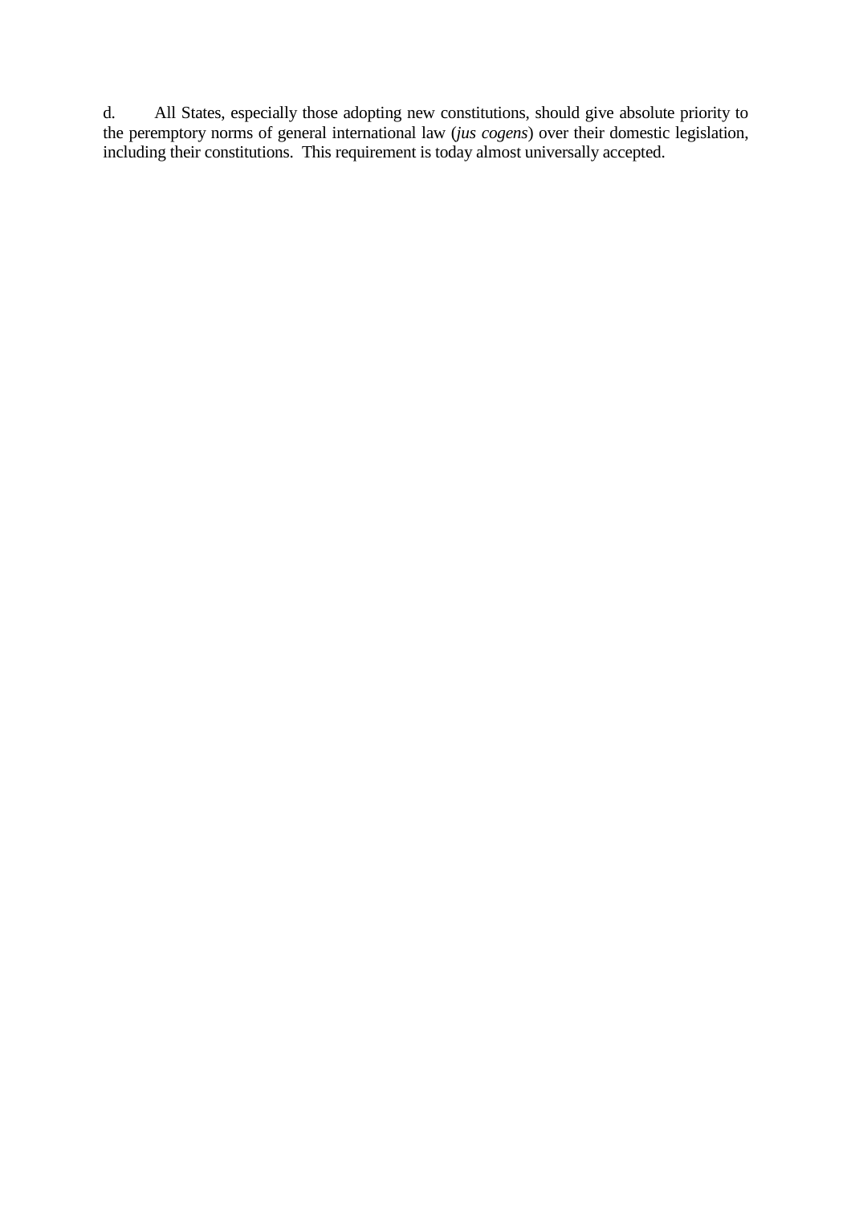d. All States, especially those adopting new constitutions, should give absolute priority to the peremptory norms of general international law (*jus cogens*) over their domestic legislation, including their constitutions. This requirement is today almost universally accepted.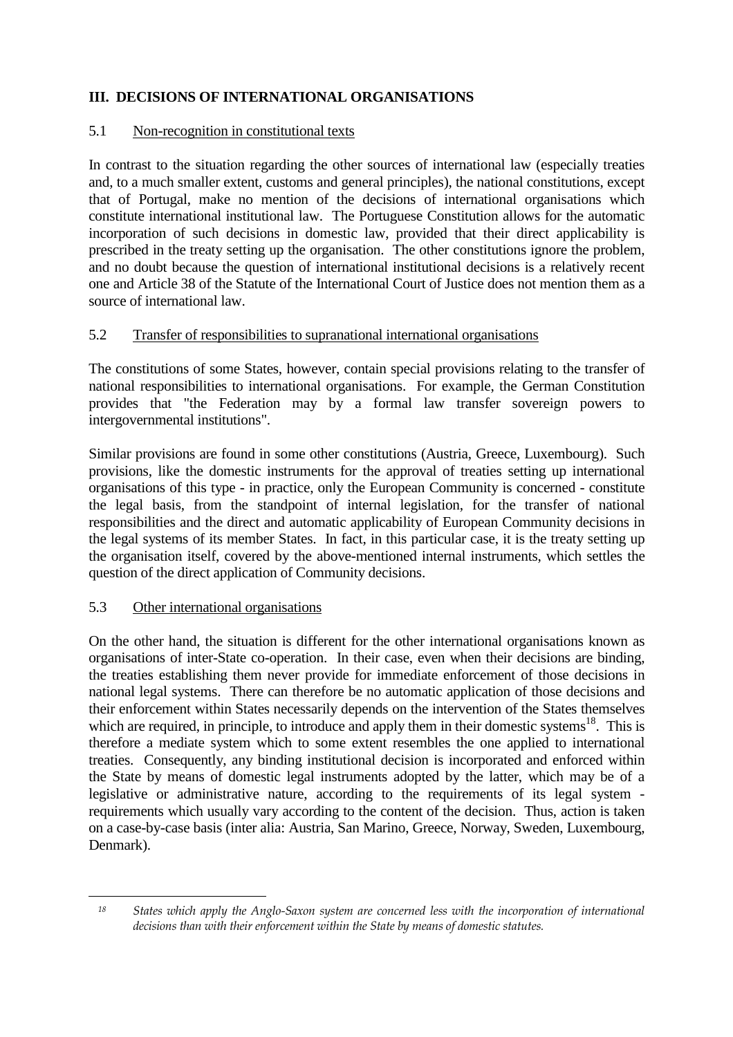## III. DECISIONS OF INTERNATIONAL ORGANISATIONS

### 5.1 Non-recognition in constitutional texts

In contrast to the situation regarding the other sources of international law (especially treaties and, to a much smaller extent, customs and general principles), the national constitutions, except that of Portugal, make no mention of the decisions of international organisations which constitute international institutional law. The Portuguese Constitution allows for the automatic incorporation of such decisions in domestic law, provided that their direct applicability is prescribed in the treaty setting up the organisation. The other constitutions ignore the problem, and no doubt because the question of international institutional decisions is a relatively recent one and Article 38 of the Statute of the International Court of Justice does not mention them as a source of international law.

### 5.2 Transfer of responsibilities to supranational international organisations

The constitutions of some States, however, contain special provisions relating to the transfer of national responsibilities to international organisations. For example, the German Constitution provides that "the Federation may by a formal law transfer sovereign powers to intergovernmental institutions".

Similar provisions are found in some other constitutions (Austria, Greece, Luxembourg). Such provisions, like the domestic instruments for the approval of treaties setting up international organisations of this type - in practice, only the European Community is concerned - constitute the legal basis, from the standpoint of internal legislation, for the transfer of national responsibilities and the direct and automatic applicability of European Community decisions in the legal systems of its member States. In fact, in this particular case, it is the treaty setting up the organisation itself, covered by the above-mentioned internal instruments, which settles the question of the direct application of Community decisions.

### 5.3 Other international organisations

On the other hand, the situation is different for the other international organisations known as organisations of inter-State co-operation. In their case, even when their decisions are binding, the treaties establishing them never provide for immediate enforcement of those decisions in national legal systems. There can therefore be no automatic application of those decisions and their enforcement within States necessarily depends on the intervention of the States themselves which are required, in principle, to introduce and apply them in their domestic systems[18]. This is therefore a mediate system which to some extent resembles the one applied to international treaties. Consequently, any binding institutional decision is incorporated and enforced within the State by means of domestic legal instruments adopted by the latter, which may be of a legislative or administrative nature, according to the requirements of its legal system - requirements which usually vary according to the content of the decision. Thus, action is taken on a case-by-case basis (inter alia: Austria, San Marino, Greece, Norway, Sweden, Luxembourg, Denmark).

---

[18] *States which apply the Anglo-Saxon system are concerned less with the incorporation of international decisions than with their enforcement within the State by means of domestic statutes.*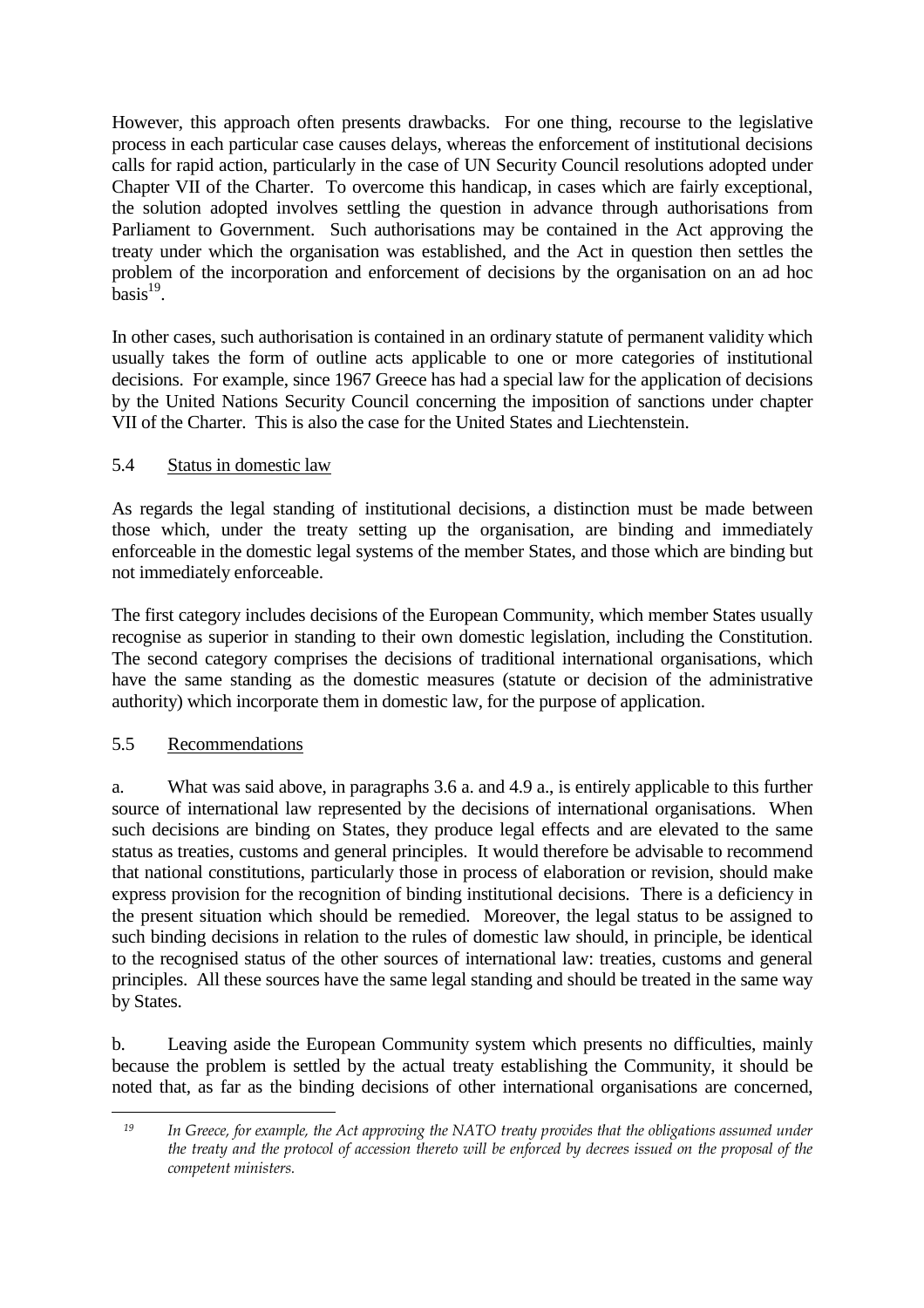However, this approach often presents drawbacks. For one thing, recourse to the legislative process in each particular case causes delays, whereas the enforcement of institutional decisions calls for rapid action, particularly in the case of UN Security Council resolutions adopted under Chapter VII of the Charter. To overcome this handicap, in cases which are fairly exceptional, the solution adopted involves settling the question in advance through authorisations from Parliament to Government. Such authorisations may be contained in the Act approving the treaty under which the organisation was established, and the Act in question then settles the problem of the incorporation and enforcement of decisions by the organisation on an ad hoc basis[19].

In other cases, such authorisation is contained in an ordinary statute of permanent validity which usually takes the form of outline acts applicable to one or more categories of institutional decisions. For example, since 1967 Greece has had a special law for the application of decisions by the United Nations Security Council concerning the imposition of sanctions under chapter VII of the Charter. This is also the case for the United States and Liechtenstein.

### 5.4 Status in domestic law

As regards the legal standing of institutional decisions, a distinction must be made between those which, under the treaty setting up the organisation, are binding and immediately enforceable in the domestic legal systems of the member States, and those which are binding but not immediately enforceable.

The first category includes decisions of the European Community, which member States usually recognise as superior in standing to their own domestic legislation, including the Constitution. The second category comprises the decisions of traditional international organisations, which have the same standing as the domestic measures (statute or decision of the administrative authority) which incorporate them in domestic law, for the purpose of application.

### 5.5 Recommendations

a. What was said above, in paragraphs 3.6 a. and 4.9 a., is entirely applicable to this further source of international law represented by the decisions of international organisations. When such decisions are binding on States, they produce legal effects and are elevated to the same status as treaties, customs and general principles. It would therefore be advisable to recommend that national constitutions, particularly those in process of elaboration or revision, should make express provision for the recognition of binding institutional decisions. There is a deficiency in the present situation which should be remedied. Moreover, the legal status to be assigned to such binding decisions in relation to the rules of domestic law should, in principle, be identical to the recognised status of the other sources of international law: treaties, customs and general principles. All these sources have the same legal standing and should be treated in the same way by States.

b. Leaving aside the European Community system which presents no difficulties, mainly because the problem is settled by the actual treaty establishing the Community, it should be noted that, as far as the binding decisions of other international organisations are concerned,

---

[19] *In Greece, for example, the Act approving the NATO treaty provides that the obligations assumed under the treaty and the protocol of accession thereto will be enforced by decrees issued on the proposal of the competent ministers.*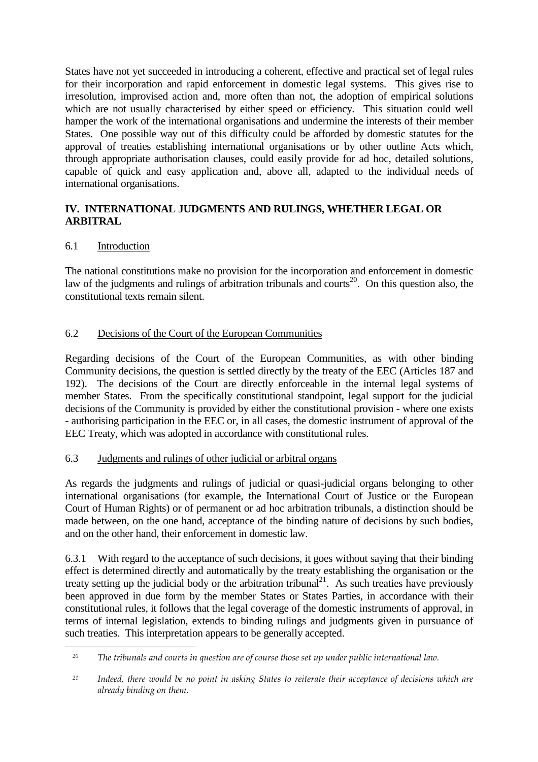States have not yet succeeded in introducing a coherent, effective and practical set of legal rules for their incorporation and rapid enforcement in domestic legal systems. This gives rise to irresolution, improvised action and, more often than not, the adoption of empirical solutions which are not usually characterised by either speed or efficiency. This situation could well hamper the work of the international organisations and undermine the interests of their member States. One possible way out of this difficulty could be afforded by domestic statutes for the approval of treaties establishing international organisations or by other outline Acts which, through appropriate authorisation clauses, could easily provide for ad hoc, detailed solutions, capable of quick and easy application and, above all, adapted to the individual needs of international organisations.

## IV. INTERNATIONAL JUDGMENTS AND RULINGS, WHETHER LEGAL OR ARBITRAL

### 6.1 Introduction

The national constitutions make no provision for the incorporation and enforcement in domestic law of the judgments and rulings of arbitration tribunals and courts[20]. On this question also, the constitutional texts remain silent.

### 6.2 Decisions of the Court of the European Communities

Regarding decisions of the Court of the European Communities, as with other binding Community decisions, the question is settled directly by the treaty of the EEC (Articles 187 and 192). The decisions of the Court are directly enforceable in the internal legal systems of member States. From the specifically constitutional standpoint, legal support for the judicial decisions of the Community is provided by either the constitutional provision - where one exists - authorising participation in the EEC or, in all cases, the domestic instrument of approval of the EEC Treaty, which was adopted in accordance with constitutional rules.

### 6.3 Judgments and rulings of other judicial or arbitral organs

As regards the judgments and rulings of judicial or quasi-judicial organs belonging to other international organisations (for example, the International Court of Justice or the European Court of Human Rights) or of permanent or ad hoc arbitration tribunals, a distinction should be made between, on the one hand, acceptance of the binding nature of decisions by such bodies, and on the other hand, their enforcement in domestic law.

6.3.1 With regard to the acceptance of such decisions, it goes without saying that their binding effect is determined directly and automatically by the treaty establishing the organisation or the treaty setting up the judicial body or the arbitration tribunal[21]. As such treaties have previously been approved in due form by the member States or States Parties, in accordance with their constitutional rules, it follows that the legal coverage of the domestic instruments of approval, in terms of internal legislation, extends to binding rulings and judgments given in pursuance of such treaties. This interpretation appears to be generally accepted.

---

[20] *The tribunals and courts in question are of course those set up under public international law.*

[21] *Indeed, there would be no point in asking States to reiterate their acceptance of decisions which are already binding on them.*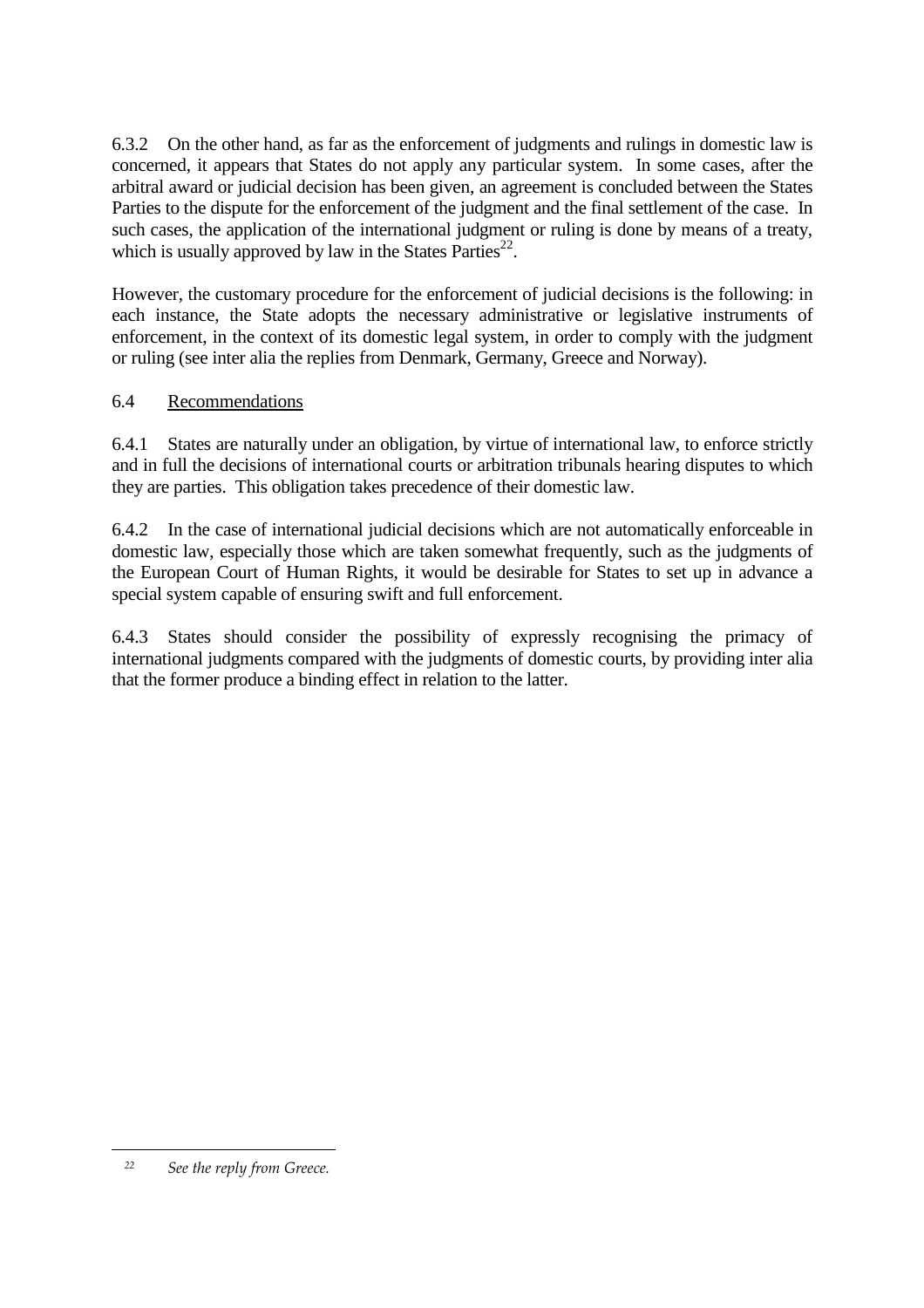6.3.2 On the other hand, as far as the enforcement of judgments and rulings in domestic law is concerned, it appears that States do not apply any particular system. In some cases, after the arbitral award or judicial decision has been given, an agreement is concluded between the States Parties to the dispute for the enforcement of the judgment and the final settlement of the case. In such cases, the application of the international judgment or ruling is done by means of a treaty, which is usually approved by law in the States Parties[22].

However, the customary procedure for the enforcement of judicial decisions is the following: in each instance, the State adopts the necessary administrative or legislative instruments of enforcement, in the context of its domestic legal system, in order to comply with the judgment or ruling (see inter alia the replies from Denmark, Germany, Greece and Norway).

### 6.4 Recommendations

6.4.1 States are naturally under an obligation, by virtue of international law, to enforce strictly and in full the decisions of international courts or arbitration tribunals hearing disputes to which they are parties. This obligation takes precedence of their domestic law.

6.4.2 In the case of international judicial decisions which are not automatically enforceable in domestic law, especially those which are taken somewhat frequently, such as the judgments of the European Court of Human Rights, it would be desirable for States to set up in advance a special system capable of ensuring swift and full enforcement.

6.4.3 States should consider the possibility of expressly recognising the primacy of international judgments compared with the judgments of domestic courts, by providing inter alia that the former produce a binding effect in relation to the latter.

---

[22] *See the reply from Greece.*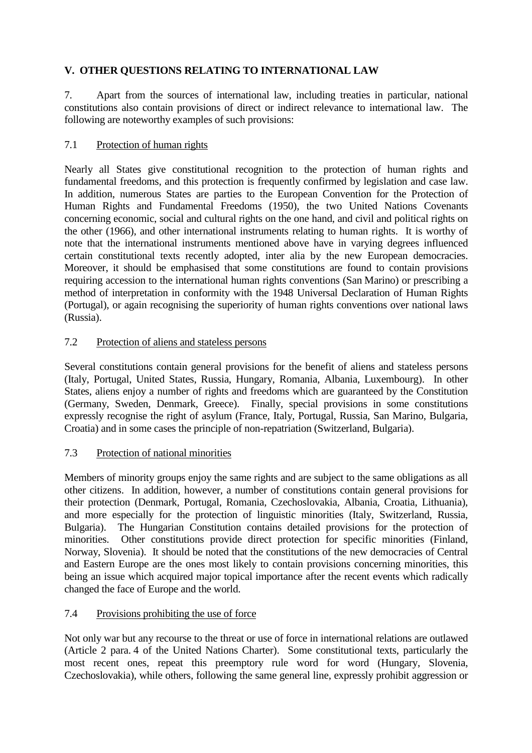## V. OTHER QUESTIONS RELATING TO INTERNATIONAL LAW

7. Apart from the sources of international law, including treaties in particular, national constitutions also contain provisions of direct or indirect relevance to international law. The following are noteworthy examples of such provisions:

### 7.1 Protection of human rights

Nearly all States give constitutional recognition to the protection of human rights and fundamental freedoms, and this protection is frequently confirmed by legislation and case law. In addition, numerous States are parties to the European Convention for the Protection of Human Rights and Fundamental Freedoms (1950), the two United Nations Covenants concerning economic, social and cultural rights on the one hand, and civil and political rights on the other (1966), and other international instruments relating to human rights. It is worthy of note that the international instruments mentioned above have in varying degrees influenced certain constitutional texts recently adopted, inter alia by the new European democracies. Moreover, it should be emphasised that some constitutions are found to contain provisions requiring accession to the international human rights conventions (San Marino) or prescribing a method of interpretation in conformity with the 1948 Universal Declaration of Human Rights (Portugal), or again recognising the superiority of human rights conventions over national laws (Russia).

### 7.2 Protection of aliens and stateless persons

Several constitutions contain general provisions for the benefit of aliens and stateless persons (Italy, Portugal, United States, Russia, Hungary, Romania, Albania, Luxembourg). In other States, aliens enjoy a number of rights and freedoms which are guaranteed by the Constitution (Germany, Sweden, Denmark, Greece). Finally, special provisions in some constitutions expressly recognise the right of asylum (France, Italy, Portugal, Russia, San Marino, Bulgaria, Croatia) and in some cases the principle of non-repatriation (Switzerland, Bulgaria).

### 7.3 Protection of national minorities

Members of minority groups enjoy the same rights and are subject to the same obligations as all other citizens. In addition, however, a number of constitutions contain general provisions for their protection (Denmark, Portugal, Romania, Czechoslovakia, Albania, Croatia, Lithuania), and more especially for the protection of linguistic minorities (Italy, Switzerland, Russia, Bulgaria). The Hungarian Constitution contains detailed provisions for the protection of minorities. Other constitutions provide direct protection for specific minorities (Finland, Norway, Slovenia). It should be noted that the constitutions of the new democracies of Central and Eastern Europe are the ones most likely to contain provisions concerning minorities, this being an issue which acquired major topical importance after the recent events which radically changed the face of Europe and the world.

### 7.4 Provisions prohibiting the use of force

Not only war but any recourse to the threat or use of force in international relations are outlawed (Article 2 para. 4 of the United Nations Charter). Some constitutional texts, particularly the most recent ones, repeat this preemptory rule word for word (Hungary, Slovenia, Czechoslovakia), while others, following the same general line, expressly prohibit aggression or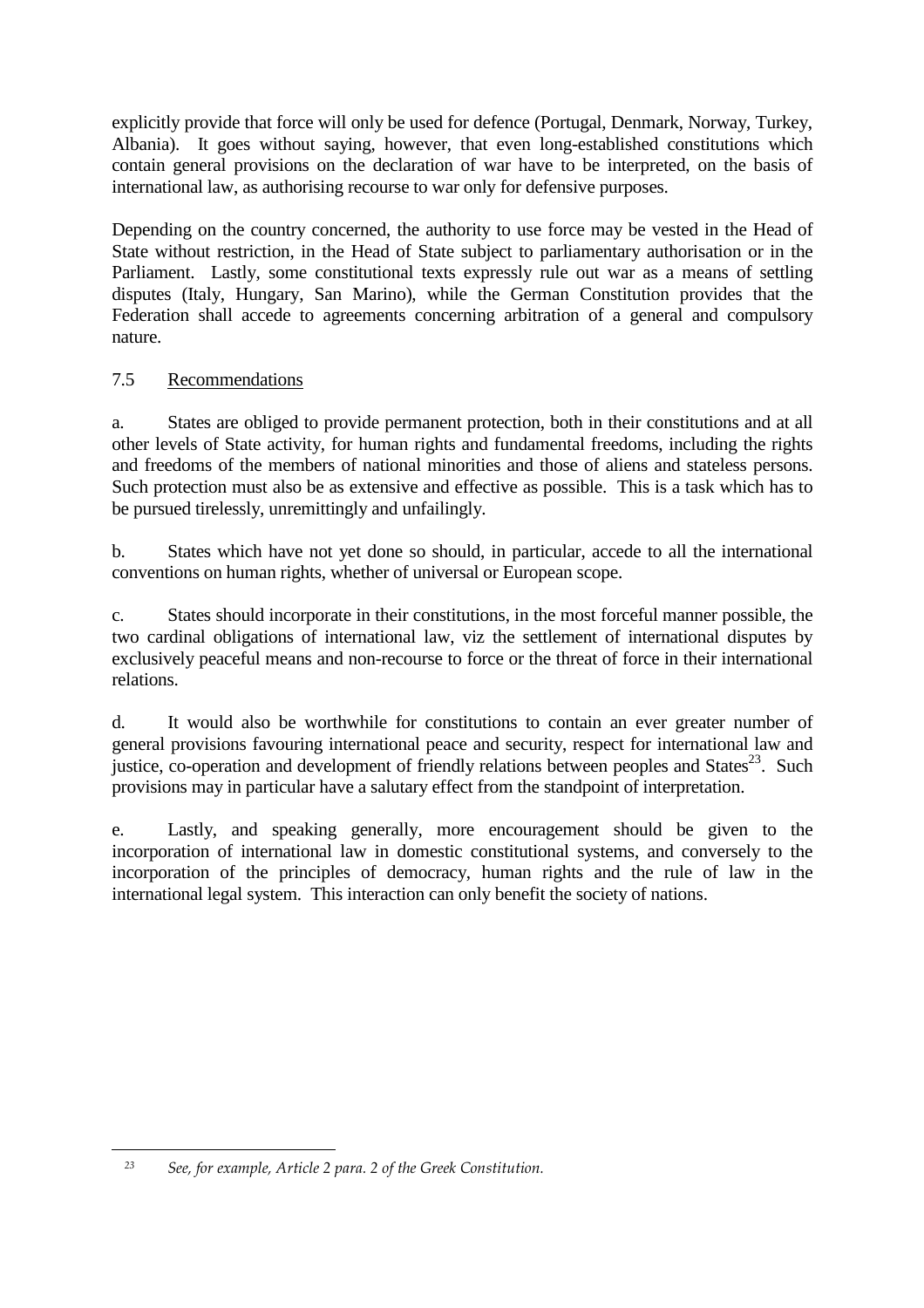explicitly provide that force will only be used for defence (Portugal, Denmark, Norway, Turkey, Albania). It goes without saying, however, that even long-established constitutions which contain general provisions on the declaration of war have to be interpreted, on the basis of international law, as authorising recourse to war only for defensive purposes.

Depending on the country concerned, the authority to use force may be vested in the Head of State without restriction, in the Head of State subject to parliamentary authorisation or in the Parliament. Lastly, some constitutional texts expressly rule out war as a means of settling disputes (Italy, Hungary, San Marino), while the German Constitution provides that the Federation shall accede to agreements concerning arbitration of a general and compulsory nature.

### 7.5 Recommendations

a. States are obliged to provide permanent protection, both in their constitutions and at all other levels of State activity, for human rights and fundamental freedoms, including the rights and freedoms of the members of national minorities and those of aliens and stateless persons. Such protection must also be as extensive and effective as possible. This is a task which has to be pursued tirelessly, unremittingly and unfailingly.

b. States which have not yet done so should, in particular, accede to all the international conventions on human rights, whether of universal or European scope.

c. States should incorporate in their constitutions, in the most forceful manner possible, the two cardinal obligations of international law, viz the settlement of international disputes by exclusively peaceful means and non-recourse to force or the threat of force in their international relations.

d. It would also be worthwhile for constitutions to contain an ever greater number of general provisions favouring international peace and security, respect for international law and justice, co-operation and development of friendly relations between peoples and States[23]. Such provisions may in particular have a salutary effect from the standpoint of interpretation.

e. Lastly, and speaking generally, more encouragement should be given to the incorporation of international law in domestic constitutional systems, and conversely to the incorporation of the principles of democracy, human rights and the rule of law in the international legal system. This interaction can only benefit the society of nations.

---

[23] *See, for example, Article 2 para. 2 of the Greek Constitution.*